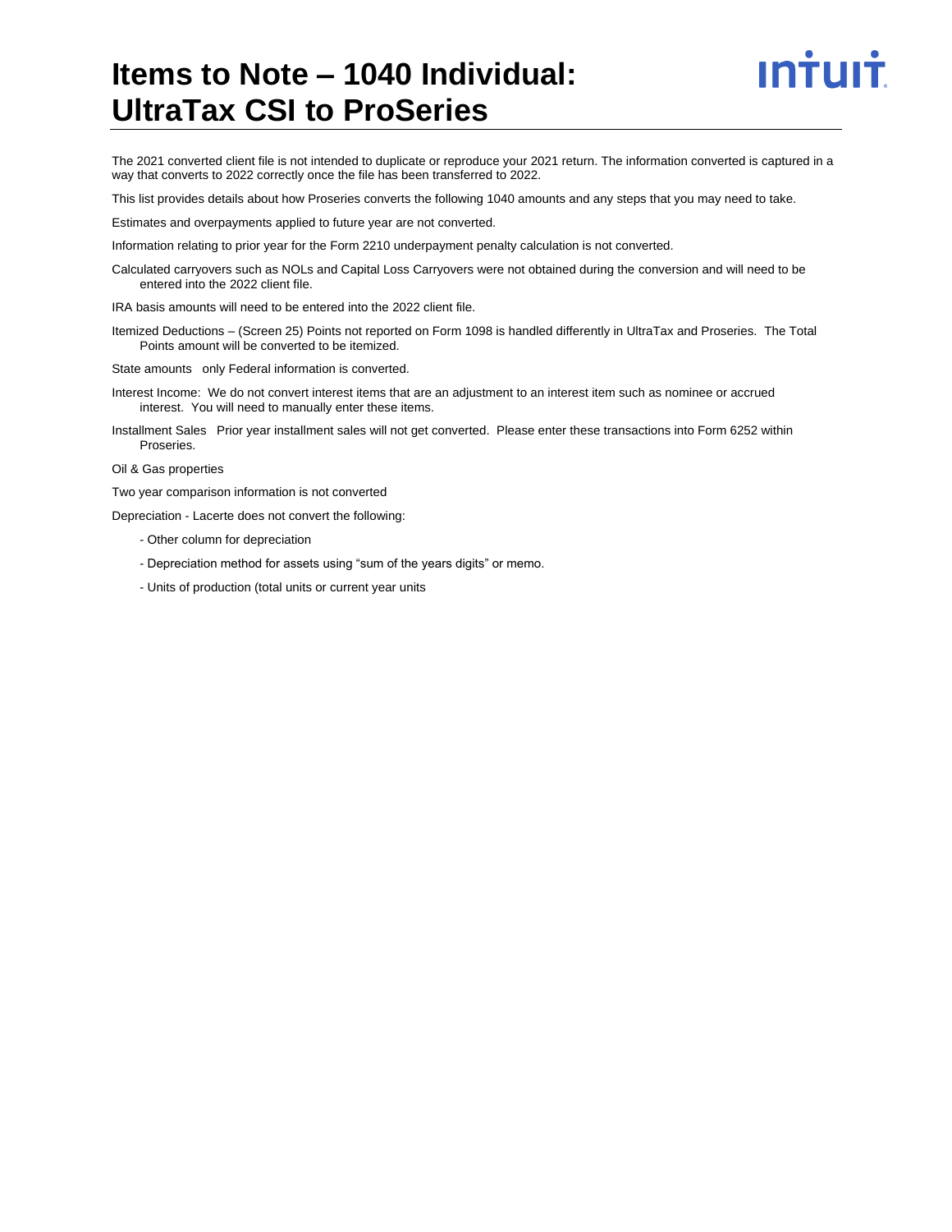# Items to Note – 1040 Individual: UltraTax CSI to ProSeries

The 2021 converted client file is not intended to duplicate or reproduce your 2021 return. The information converted is captured in a way that converts to 2022 correctly once the file has been transferred to 2022.

This list provides details about how Proseries converts the following 1040 amounts and any steps that you may need to take.

Estimates and overpayments applied to future year are not converted.

Information relating to prior year for the Form 2210 underpayment penalty calculation is not converted.

Calculated carryovers such as NOLs and Capital Loss Carryovers were not obtained during the conversion and will need to be entered into the 2022 client file.

IRA basis amounts will need to be entered into the 2022 client file.

Itemized Deductions – (Screen 25) Points not reported on Form 1098 is handled differently in UltraTax and Proseries. The Total Points amount will be converted to be itemized.

State amounts only Federal information is converted.

Interest Income: We do not convert interest items that are an adjustment to an interest item such as nominee or accrued interest. You will need to manually enter these items.

Installment Sales Prior year installment sales will not get converted. Please enter these transactions into Form 6252 within Proseries.

Oil & Gas properties

Two year comparison information is not converted

Depreciation - Lacerte does not convert the following:

- Other column for depreciation
- Depreciation method for assets using "sum of the years digits" or memo.
- Units of production (total units or current year units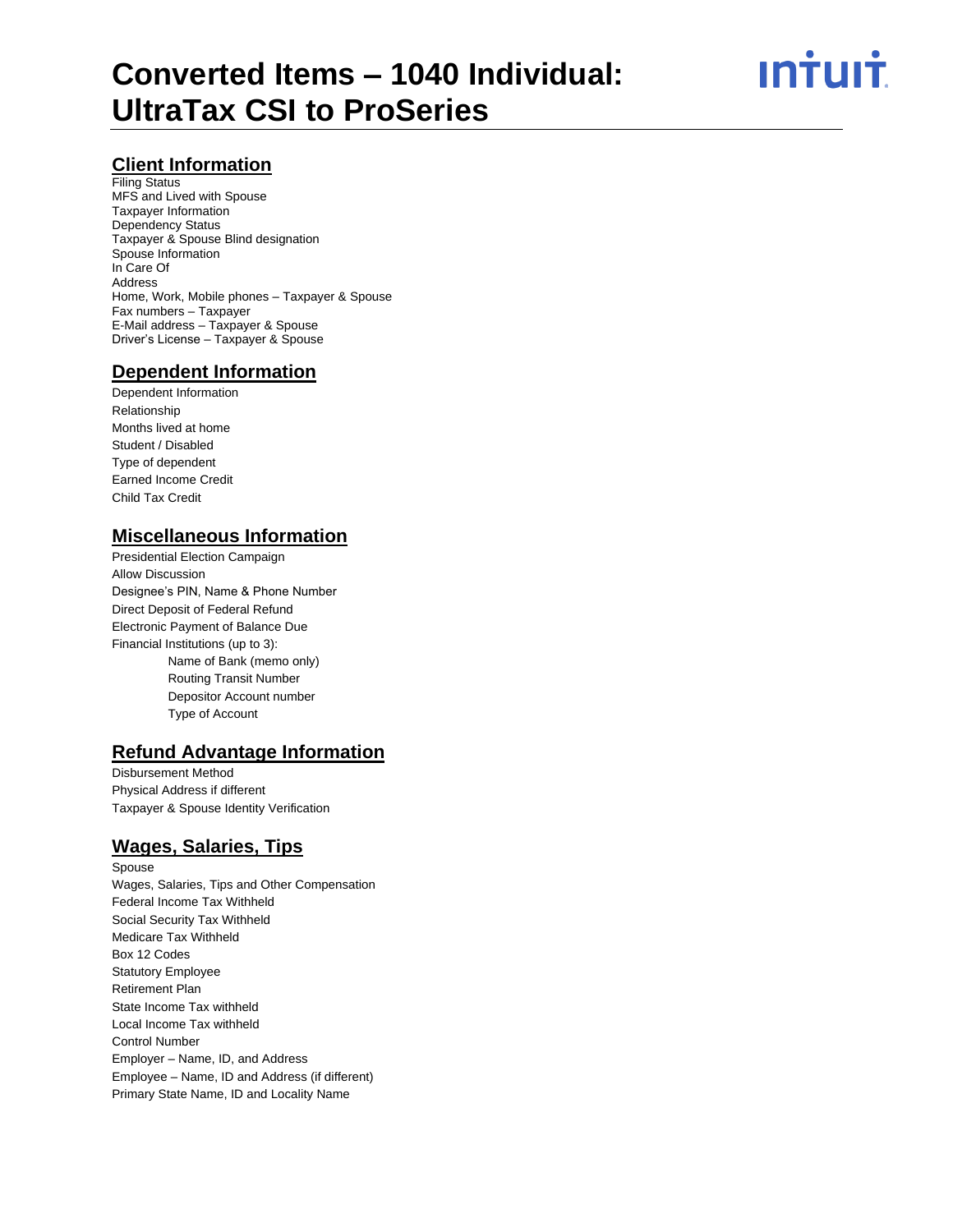# Converted Items – 1040 Individual: UltraTax CSI to ProSeries

## Client Information

Filing Status
MFS and Lived with Spouse
Taxpayer Information
Dependency Status
Taxpayer & Spouse Blind designation
Spouse Information
In Care Of
Address
Home, Work, Mobile phones – Taxpayer & Spouse
Fax numbers – Taxpayer
E-Mail address – Taxpayer & Spouse
Driver's License – Taxpayer & Spouse

## Dependent Information

Dependent Information
Relationship
Months lived at home
Student / Disabled
Type of dependent
Earned Income Credit
Child Tax Credit

## Miscellaneous Information

Presidential Election Campaign
Allow Discussion
Designee's PIN, Name & Phone Number
Direct Deposit of Federal Refund
Electronic Payment of Balance Due
Financial Institutions (up to 3):

- Name of Bank (memo only)
- Routing Transit Number
- Depositor Account number
- Type of Account

## Refund Advantage Information

Disbursement Method
Physical Address if different
Taxpayer & Spouse Identity Verification

## Wages, Salaries, Tips

Spouse
Wages, Salaries, Tips and Other Compensation
Federal Income Tax Withheld
Social Security Tax Withheld
Medicare Tax Withheld
Box 12 Codes
Statutory Employee
Retirement Plan
State Income Tax withheld
Local Income Tax withheld
Control Number
Employer – Name, ID, and Address
Employee – Name, ID and Address (if different)
Primary State Name, ID and Locality Name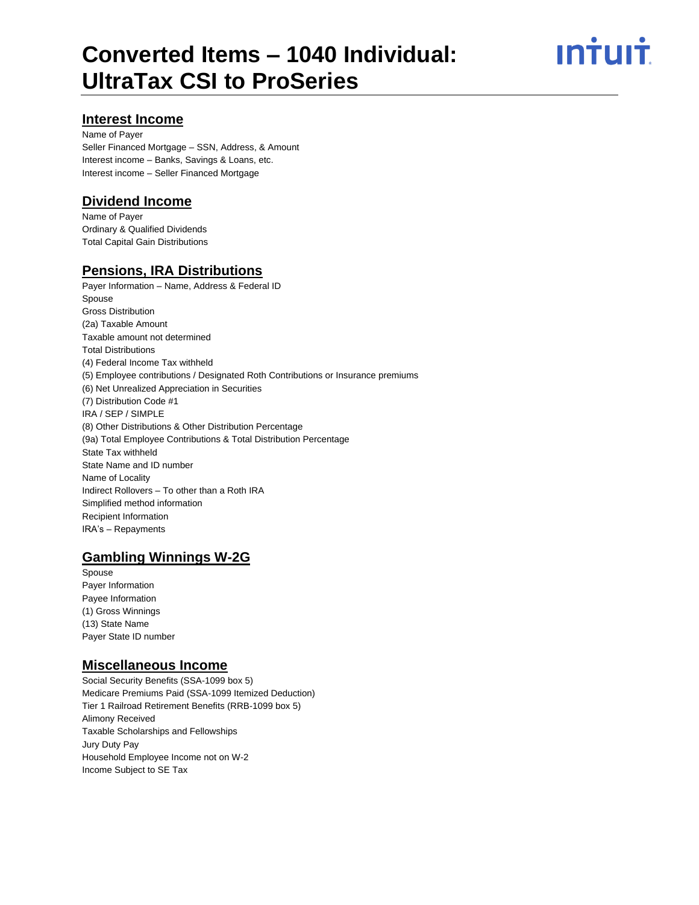# Converted Items – 1040 Individual: UltraTax CSI to ProSeries

## Interest Income

Name of Payer
Seller Financed Mortgage – SSN, Address, & Amount
Interest income – Banks, Savings & Loans, etc.
Interest income – Seller Financed Mortgage

## Dividend Income

Name of Payer
Ordinary & Qualified Dividends
Total Capital Gain Distributions

## Pensions, IRA Distributions

Payer Information – Name, Address & Federal ID
Spouse
Gross Distribution
(2a) Taxable Amount
Taxable amount not determined
Total Distributions
(4) Federal Income Tax withheld
(5) Employee contributions / Designated Roth Contributions or Insurance premiums
(6) Net Unrealized Appreciation in Securities
(7) Distribution Code #1
IRA / SEP / SIMPLE
(8) Other Distributions & Other Distribution Percentage
(9a) Total Employee Contributions & Total Distribution Percentage
State Tax withheld
State Name and ID number
Name of Locality
Indirect Rollovers – To other than a Roth IRA
Simplified method information
Recipient Information
IRA's – Repayments

## Gambling Winnings W-2G

Spouse
Payer Information
Payee Information
(1) Gross Winnings
(13) State Name
Payer State ID number

## Miscellaneous Income

Social Security Benefits (SSA-1099 box 5)
Medicare Premiums Paid (SSA-1099 Itemized Deduction)
Tier 1 Railroad Retirement Benefits (RRB-1099 box 5)
Alimony Received
Taxable Scholarships and Fellowships
Jury Duty Pay
Household Employee Income not on W-2
Income Subject to SE Tax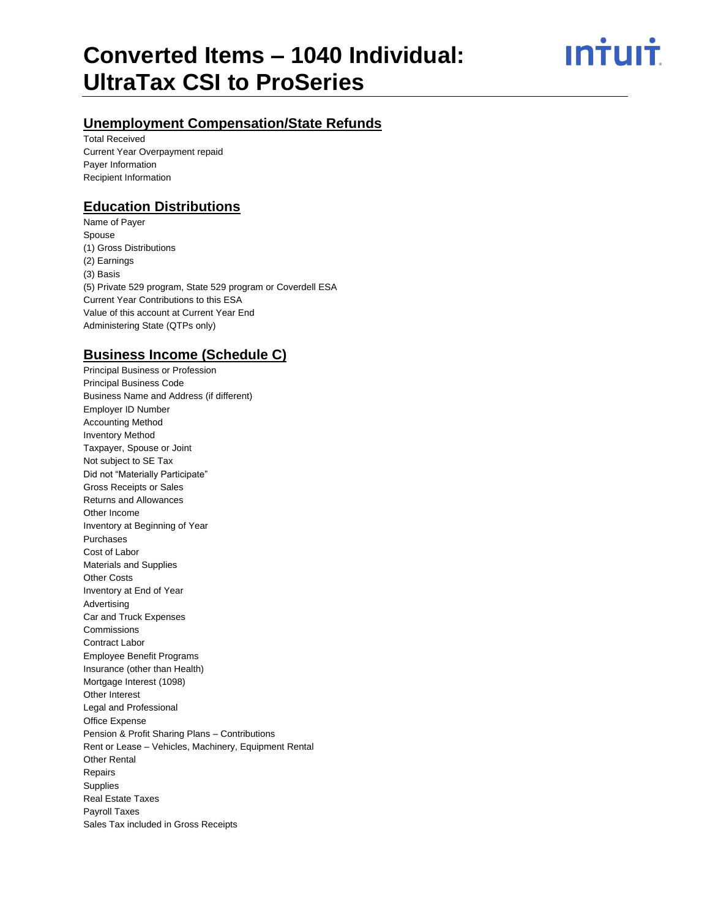## Unemployment Compensation/State Refunds

Total Received
Current Year Overpayment repaid
Payer Information
Recipient Information

## Education Distributions

Name of Payer
Spouse
(1) Gross Distributions
(2) Earnings
(3) Basis
(5) Private 529 program, State 529 program or Coverdell ESA
Current Year Contributions to this ESA
Value of this account at Current Year End
Administering State (QTPs only)

## Business Income (Schedule C)

Principal Business or Profession
Principal Business Code
Business Name and Address (if different)
Employer ID Number
Accounting Method
Inventory Method
Taxpayer, Spouse or Joint
Not subject to SE Tax
Did not "Materially Participate"
Gross Receipts or Sales
Returns and Allowances
Other Income
Inventory at Beginning of Year
Purchases
Cost of Labor
Materials and Supplies
Other Costs
Inventory at End of Year
Advertising
Car and Truck Expenses
Commissions
Contract Labor
Employee Benefit Programs
Insurance (other than Health)
Mortgage Interest (1098)
Other Interest
Legal and Professional
Office Expense
Pension & Profit Sharing Plans – Contributions
Rent or Lease – Vehicles, Machinery, Equipment Rental
Other Rental
Repairs
Supplies
Real Estate Taxes
Payroll Taxes
Sales Tax included in Gross Receipts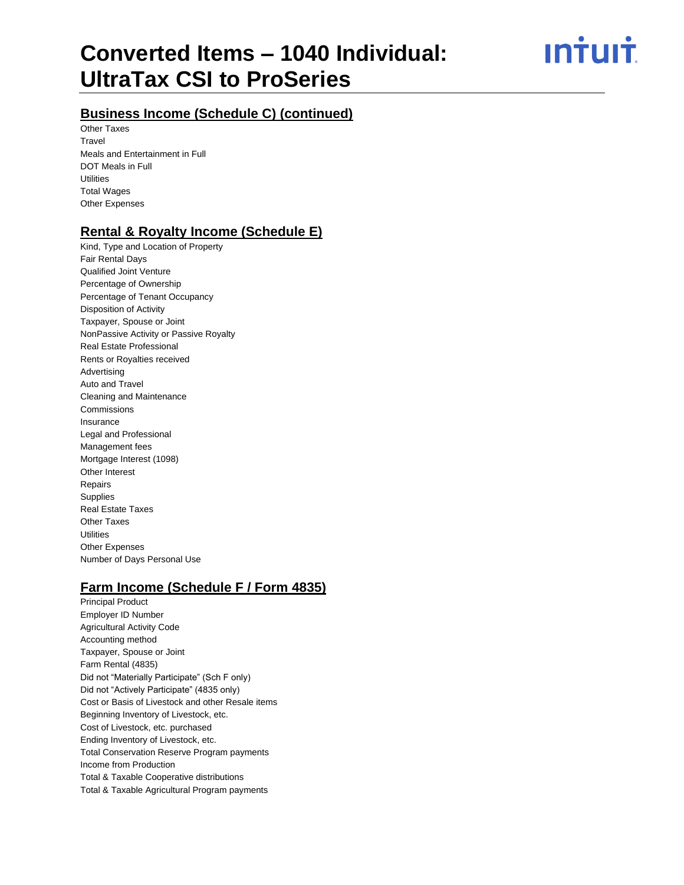## Business Income (Schedule C) (continued)

Other Taxes
Travel
Meals and Entertainment in Full
DOT Meals in Full
Utilities
Total Wages
Other Expenses

## Rental & Royalty Income (Schedule E)

Kind, Type and Location of Property
Fair Rental Days
Qualified Joint Venture
Percentage of Ownership
Percentage of Tenant Occupancy
Disposition of Activity
Taxpayer, Spouse or Joint
NonPassive Activity or Passive Royalty
Real Estate Professional
Rents or Royalties received
Advertising
Auto and Travel
Cleaning and Maintenance
Commissions
Insurance
Legal and Professional
Management fees
Mortgage Interest (1098)
Other Interest
Repairs
Supplies
Real Estate Taxes
Other Taxes
Utilities
Other Expenses
Number of Days Personal Use

## Farm Income (Schedule F / Form 4835)

Principal Product
Employer ID Number
Agricultural Activity Code
Accounting method
Taxpayer, Spouse or Joint
Farm Rental (4835)
Did not "Materially Participate" (Sch F only)
Did not "Actively Participate" (4835 only)
Cost or Basis of Livestock and other Resale items
Beginning Inventory of Livestock, etc.
Cost of Livestock, etc. purchased
Ending Inventory of Livestock, etc.
Total Conservation Reserve Program payments
Income from Production
Total & Taxable Cooperative distributions
Total & Taxable Agricultural Program payments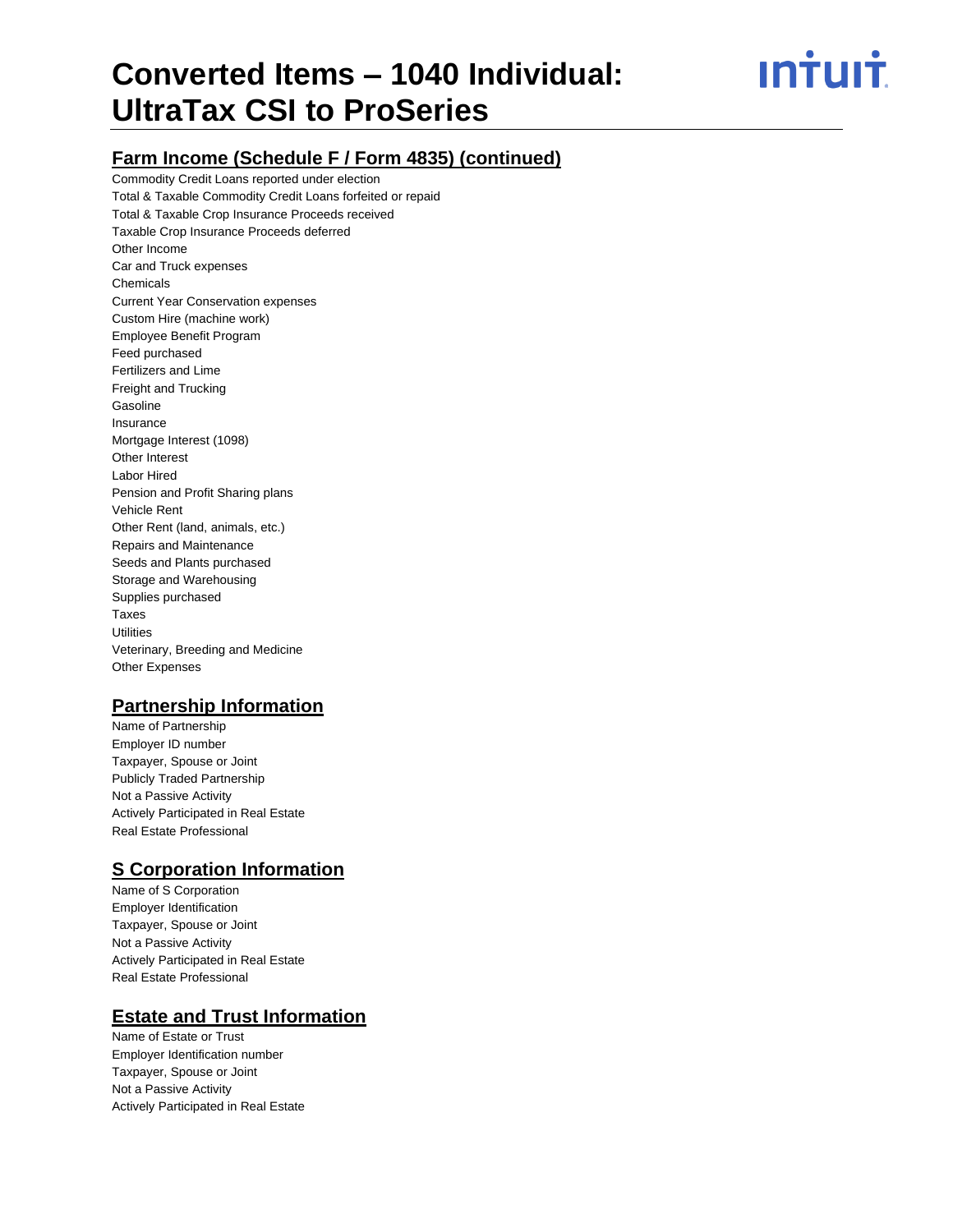# Converted Items – 1040 Individual: UltraTax CSI to ProSeries

## Farm Income (Schedule F / Form 4835) (continued)

Commodity Credit Loans reported under election
Total & Taxable Commodity Credit Loans forfeited or repaid
Total & Taxable Crop Insurance Proceeds received
Taxable Crop Insurance Proceeds deferred
Other Income
Car and Truck expenses
Chemicals
Current Year Conservation expenses
Custom Hire (machine work)
Employee Benefit Program
Feed purchased
Fertilizers and Lime
Freight and Trucking
Gasoline
Insurance
Mortgage Interest (1098)
Other Interest
Labor Hired
Pension and Profit Sharing plans
Vehicle Rent
Other Rent (land, animals, etc.)
Repairs and Maintenance
Seeds and Plants purchased
Storage and Warehousing
Supplies purchased
Taxes
Utilities
Veterinary, Breeding and Medicine
Other Expenses

## Partnership Information

Name of Partnership
Employer ID number
Taxpayer, Spouse or Joint
Publicly Traded Partnership
Not a Passive Activity
Actively Participated in Real Estate
Real Estate Professional

## S Corporation Information

Name of S Corporation
Employer Identification
Taxpayer, Spouse or Joint
Not a Passive Activity
Actively Participated in Real Estate
Real Estate Professional

## Estate and Trust Information

Name of Estate or Trust
Employer Identification number
Taxpayer, Spouse or Joint
Not a Passive Activity
Actively Participated in Real Estate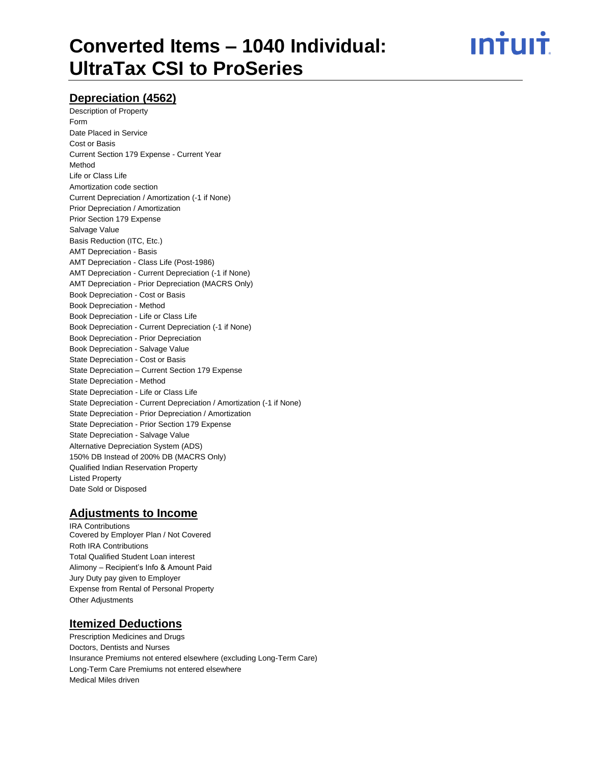# Converted Items – 1040 Individual: UltraTax CSI to ProSeries

## Depreciation (4562)

Description of Property
Form
Date Placed in Service
Cost or Basis
Current Section 179 Expense - Current Year
Method
Life or Class Life
Amortization code section
Current Depreciation / Amortization (-1 if None)
Prior Depreciation / Amortization
Prior Section 179 Expense
Salvage Value
Basis Reduction (ITC, Etc.)
AMT Depreciation - Basis
AMT Depreciation - Class Life (Post-1986)
AMT Depreciation - Current Depreciation (-1 if None)
AMT Depreciation - Prior Depreciation (MACRS Only)
Book Depreciation - Cost or Basis
Book Depreciation - Method
Book Depreciation - Life or Class Life
Book Depreciation - Current Depreciation (-1 if None)
Book Depreciation - Prior Depreciation
Book Depreciation - Salvage Value
State Depreciation - Cost or Basis
State Depreciation – Current Section 179 Expense
State Depreciation - Method
State Depreciation - Life or Class Life
State Depreciation - Current Depreciation / Amortization (-1 if None)
State Depreciation - Prior Depreciation / Amortization
State Depreciation - Prior Section 179 Expense
State Depreciation - Salvage Value
Alternative Depreciation System (ADS)
150% DB Instead of 200% DB (MACRS Only)
Qualified Indian Reservation Property
Listed Property
Date Sold or Disposed

## Adjustments to Income

IRA Contributions
Covered by Employer Plan / Not Covered
Roth IRA Contributions
Total Qualified Student Loan interest
Alimony – Recipient's Info & Amount Paid
Jury Duty pay given to Employer
Expense from Rental of Personal Property
Other Adjustments

## Itemized Deductions

Prescription Medicines and Drugs
Doctors, Dentists and Nurses
Insurance Premiums not entered elsewhere (excluding Long-Term Care)
Long-Term Care Premiums not entered elsewhere
Medical Miles driven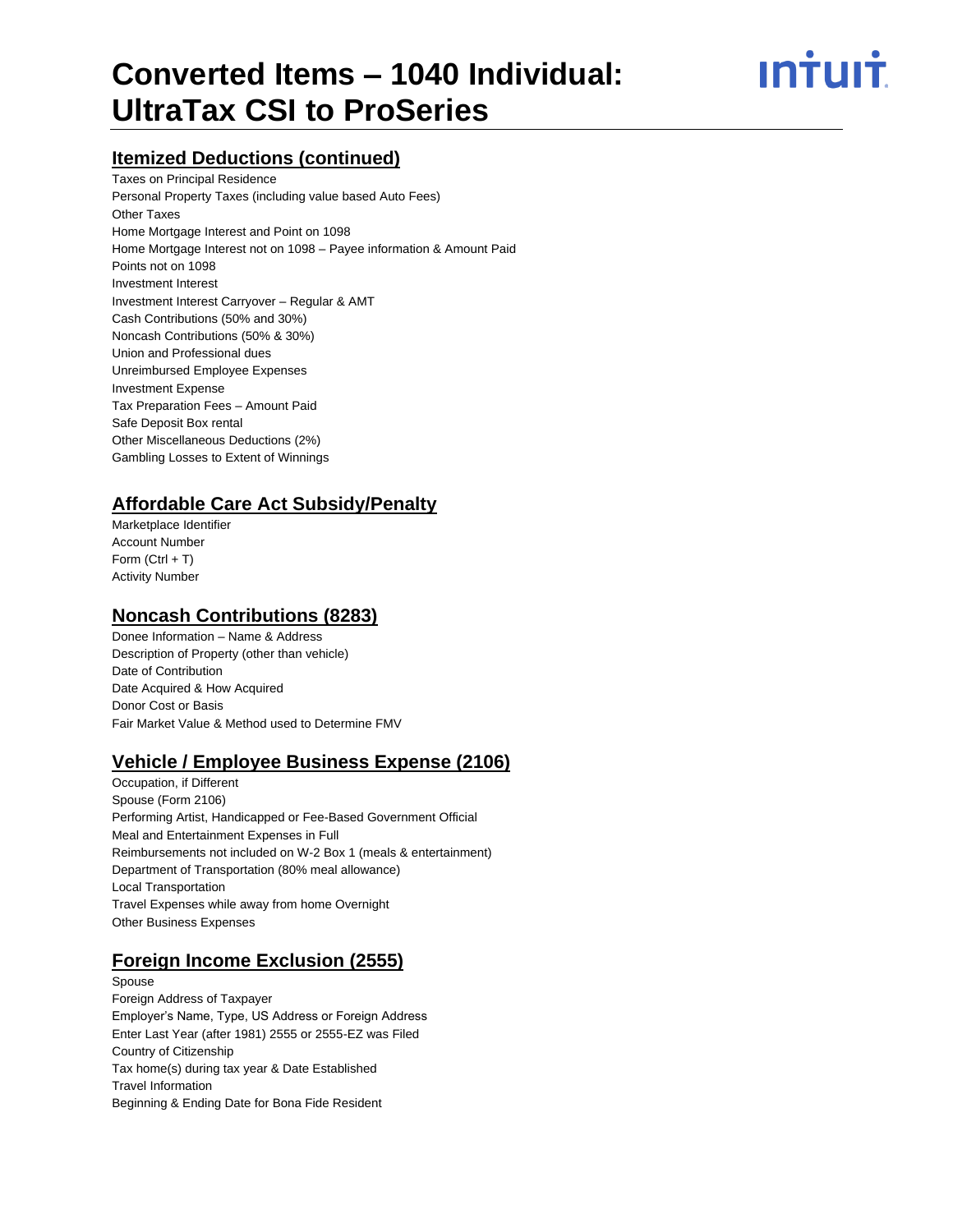## Itemized Deductions (continued)

Taxes on Principal Residence
Personal Property Taxes (including value based Auto Fees)
Other Taxes
Home Mortgage Interest and Point on 1098
Home Mortgage Interest not on 1098 – Payee information & Amount Paid
Points not on 1098
Investment Interest
Investment Interest Carryover – Regular & AMT
Cash Contributions (50% and 30%)
Noncash Contributions (50% & 30%)
Union and Professional dues
Unreimbursed Employee Expenses
Investment Expense
Tax Preparation Fees – Amount Paid
Safe Deposit Box rental
Other Miscellaneous Deductions (2%)
Gambling Losses to Extent of Winnings

## Affordable Care Act Subsidy/Penalty

Marketplace Identifier
Account Number
Form (Ctrl + T)
Activity Number

## Noncash Contributions (8283)

Donee Information – Name & Address
Description of Property (other than vehicle)
Date of Contribution
Date Acquired & How Acquired
Donor Cost or Basis
Fair Market Value & Method used to Determine FMV

## Vehicle / Employee Business Expense (2106)

Occupation, if Different
Spouse (Form 2106)
Performing Artist, Handicapped or Fee-Based Government Official
Meal and Entertainment Expenses in Full
Reimbursements not included on W-2 Box 1 (meals & entertainment)
Department of Transportation (80% meal allowance)
Local Transportation
Travel Expenses while away from home Overnight
Other Business Expenses

## Foreign Income Exclusion (2555)

Spouse
Foreign Address of Taxpayer
Employer's Name, Type, US Address or Foreign Address
Enter Last Year (after 1981) 2555 or 2555-EZ was Filed
Country of Citizenship
Tax home(s) during tax year & Date Established
Travel Information
Beginning & Ending Date for Bona Fide Resident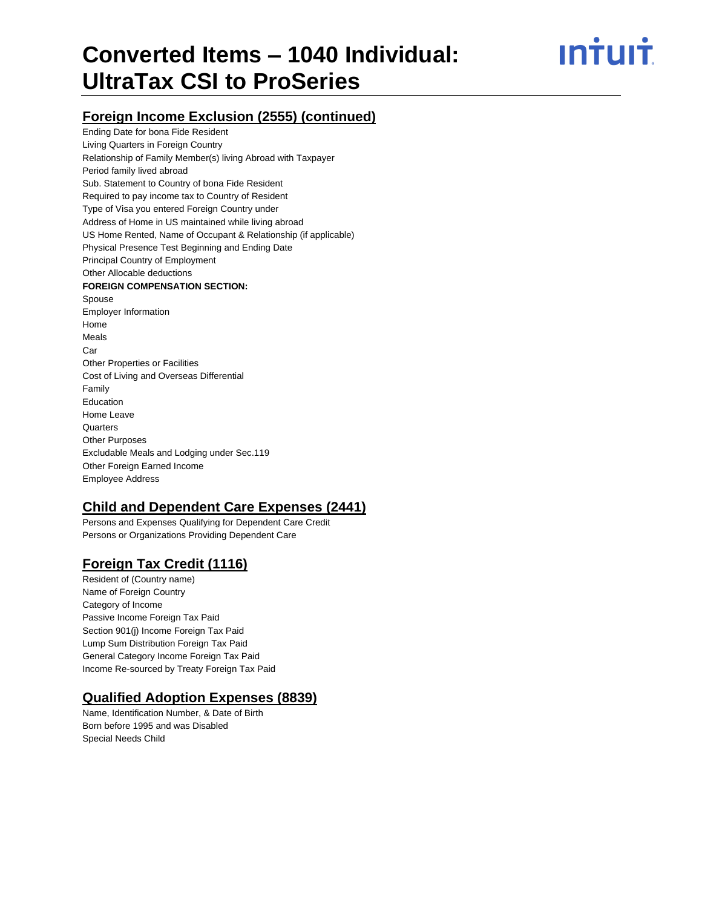## Foreign Income Exclusion (2555) (continued)

Ending Date for bona Fide Resident
Living Quarters in Foreign Country
Relationship of Family Member(s) living Abroad with Taxpayer
Period family lived abroad
Sub. Statement to Country of bona Fide Resident
Required to pay income tax to Country of Resident
Type of Visa you entered Foreign Country under
Address of Home in US maintained while living abroad
US Home Rented, Name of Occupant & Relationship (if applicable)
Physical Presence Test Beginning and Ending Date
Principal Country of Employment
Other Allocable deductions

**FOREIGN COMPENSATION SECTION:**

Spouse
Employer Information
Home
Meals
Car
Other Properties or Facilities
Cost of Living and Overseas Differential
Family
Education
Home Leave
Quarters
Other Purposes
Excludable Meals and Lodging under Sec.119
Other Foreign Earned Income
Employee Address

## Child and Dependent Care Expenses (2441)

Persons and Expenses Qualifying for Dependent Care Credit
Persons or Organizations Providing Dependent Care

## Foreign Tax Credit (1116)

Resident of (Country name)
Name of Foreign Country
Category of Income
Passive Income Foreign Tax Paid
Section 901(j) Income Foreign Tax Paid
Lump Sum Distribution Foreign Tax Paid
General Category Income Foreign Tax Paid
Income Re-sourced by Treaty Foreign Tax Paid

## Qualified Adoption Expenses (8839)

Name, Identification Number, & Date of Birth
Born before 1995 and was Disabled
Special Needs Child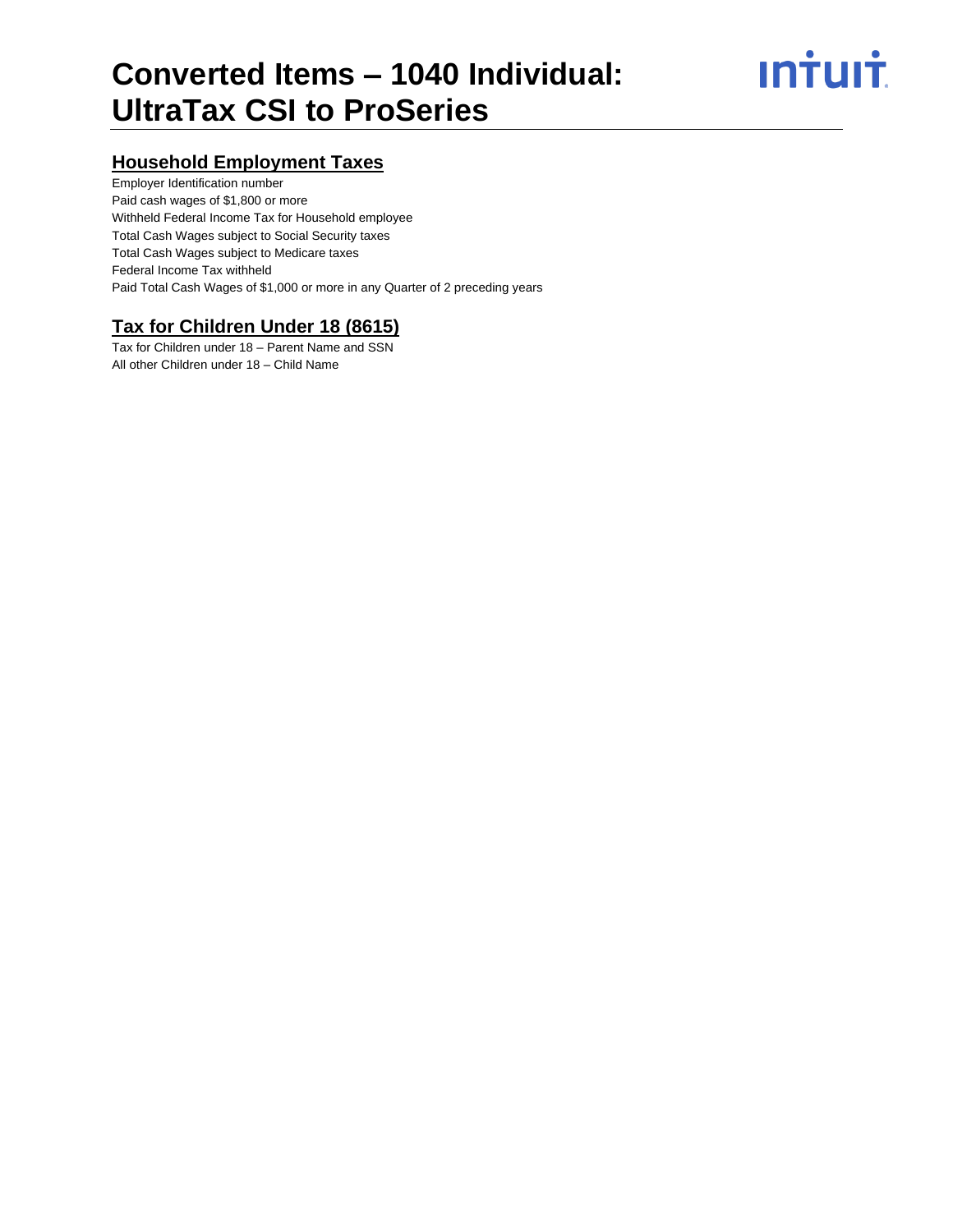## Household Employment Taxes

Employer Identification number
Paid cash wages of $1,800 or more
Withheld Federal Income Tax for Household employee
Total Cash Wages subject to Social Security taxes
Total Cash Wages subject to Medicare taxes
Federal Income Tax withheld
Paid Total Cash Wages of $1,000 or more in any Quarter of 2 preceding years

## Tax for Children Under 18 (8615)

Tax for Children under 18 – Parent Name and SSN
All other Children under 18 – Child Name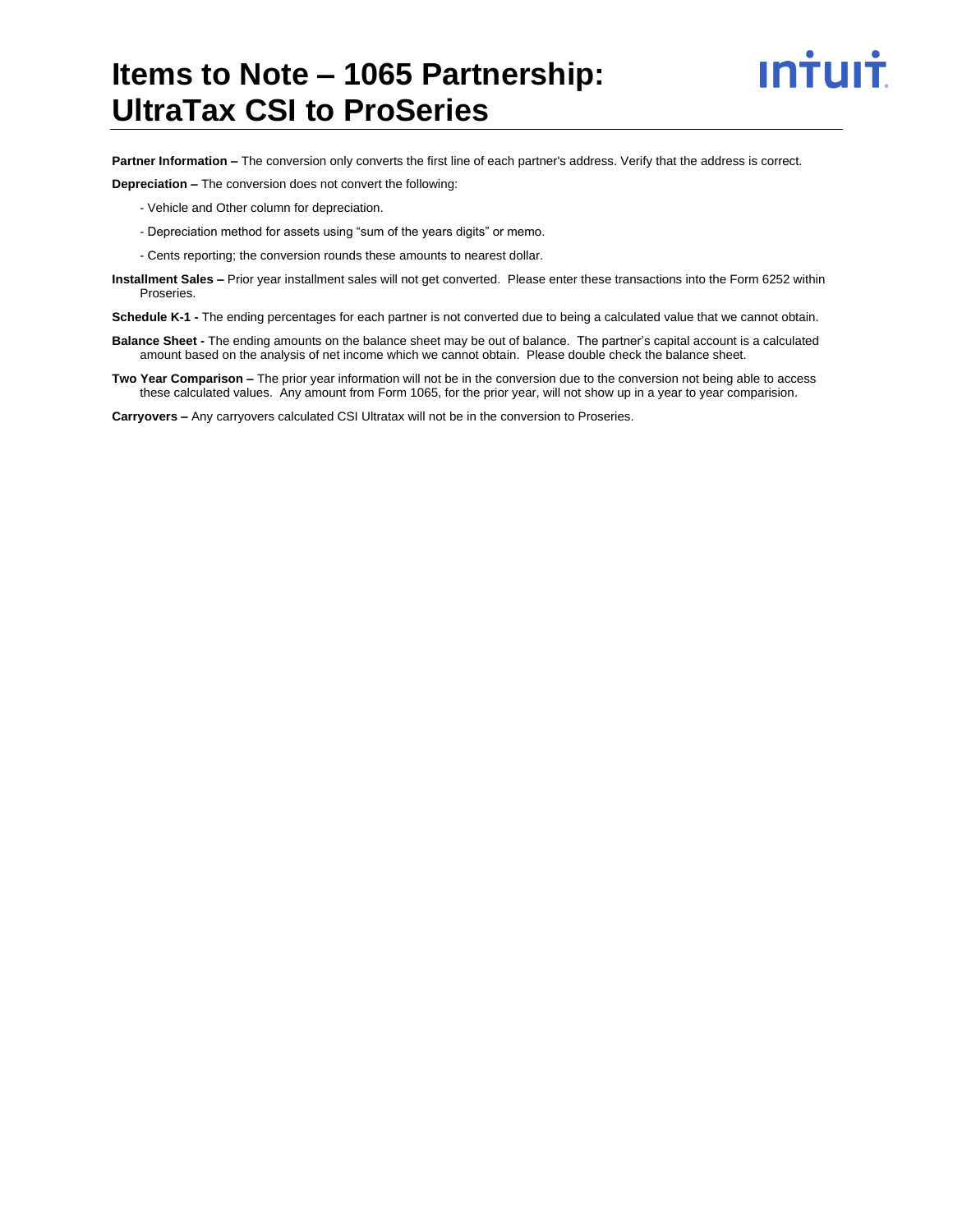# Items to Note – 1065 Partnership: UltraTax CSI to ProSeries

**Partner Information –** The conversion only converts the first line of each partner's address. Verify that the address is correct.

**Depreciation –** The conversion does not convert the following:

- Vehicle and Other column for depreciation.
- Depreciation method for assets using "sum of the years digits" or memo.
- Cents reporting; the conversion rounds these amounts to nearest dollar.

**Installment Sales –** Prior year installment sales will not get converted. Please enter these transactions into the Form 6252 within Proseries.

**Schedule K-1 -** The ending percentages for each partner is not converted due to being a calculated value that we cannot obtain.

**Balance Sheet -** The ending amounts on the balance sheet may be out of balance. The partner's capital account is a calculated amount based on the analysis of net income which we cannot obtain. Please double check the balance sheet.

**Two Year Comparison –** The prior year information will not be in the conversion due to the conversion not being able to access these calculated values. Any amount from Form 1065, for the prior year, will not show up in a year to year comparision.

**Carryovers –** Any carryovers calculated CSI Ultratax will not be in the conversion to Proseries.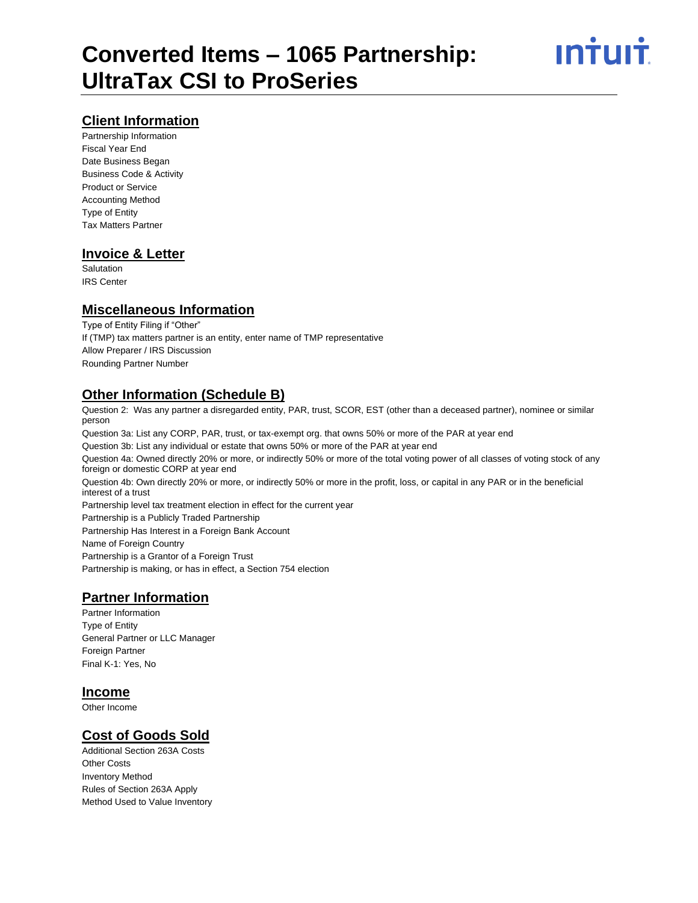# Converted Items – 1065 Partnership: UltraTax CSI to ProSeries

## Client Information

Partnership Information
Fiscal Year End
Date Business Began
Business Code & Activity
Product or Service
Accounting Method
Type of Entity
Tax Matters Partner

## Invoice & Letter

Salutation
IRS Center

## Miscellaneous Information

Type of Entity Filing if "Other"
If (TMP) tax matters partner is an entity, enter name of TMP representative
Allow Preparer / IRS Discussion
Rounding Partner Number

## Other Information (Schedule B)

Question 2: Was any partner a disregarded entity, PAR, trust, SCOR, EST (other than a deceased partner), nominee or similar person
Question 3a: List any CORP, PAR, trust, or tax-exempt org. that owns 50% or more of the PAR at year end
Question 3b: List any individual or estate that owns 50% or more of the PAR at year end
Question 4a: Owned directly 20% or more, or indirectly 50% or more of the total voting power of all classes of voting stock of any foreign or domestic CORP at year end
Question 4b: Own directly 20% or more, or indirectly 50% or more in the profit, loss, or capital in any PAR or in the beneficial interest of a trust
Partnership level tax treatment election in effect for the current year
Partnership is a Publicly Traded Partnership
Partnership Has Interest in a Foreign Bank Account
Name of Foreign Country
Partnership is a Grantor of a Foreign Trust
Partnership is making, or has in effect, a Section 754 election

## Partner Information

Partner Information
Type of Entity
General Partner or LLC Manager
Foreign Partner
Final K-1: Yes, No

## Income

Other Income

## Cost of Goods Sold

Additional Section 263A Costs
Other Costs
Inventory Method
Rules of Section 263A Apply
Method Used to Value Inventory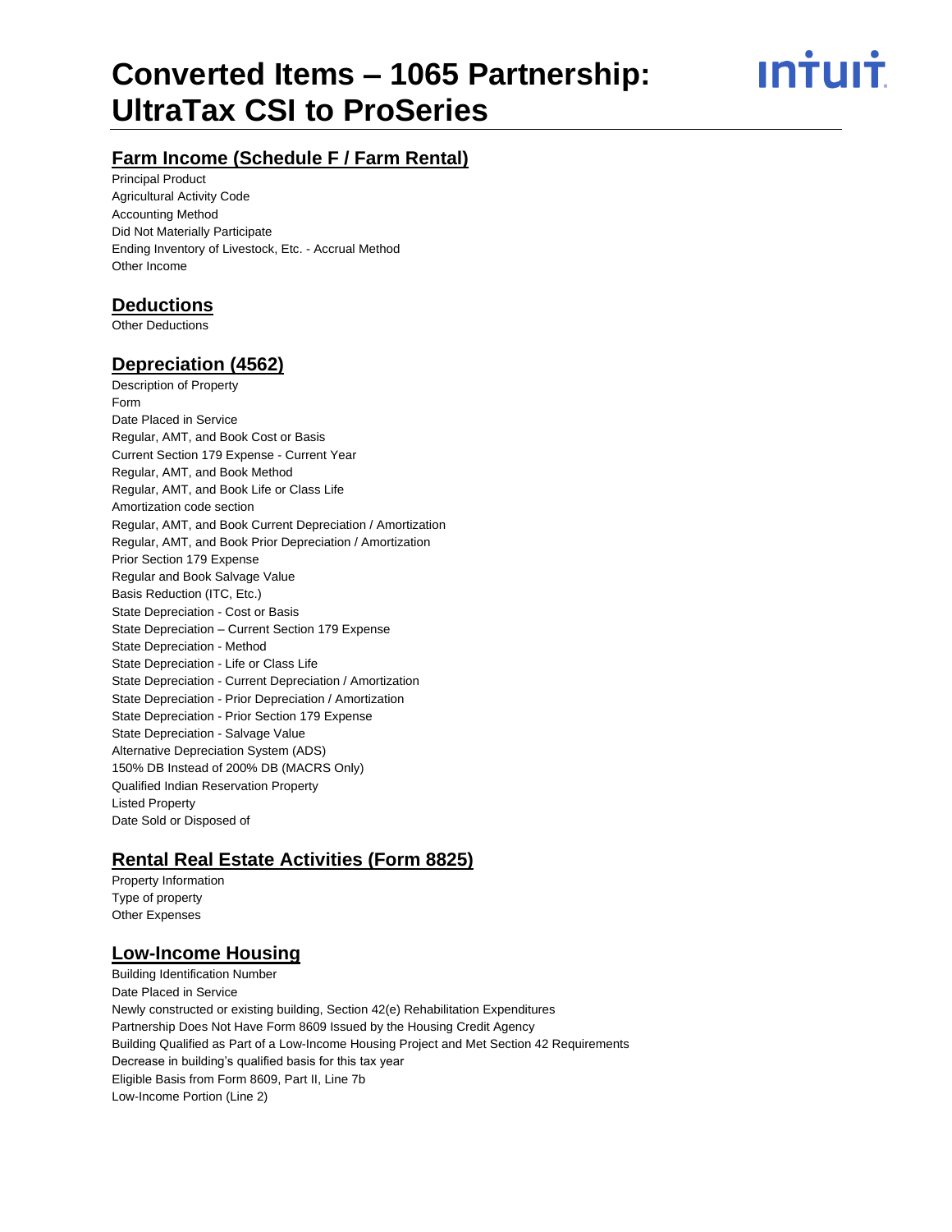# Converted Items – 1065 Partnership: UltraTax CSI to ProSeries

## Farm Income (Schedule F / Farm Rental)

Principal Product
Agricultural Activity Code
Accounting Method
Did Not Materially Participate
Ending Inventory of Livestock, Etc. - Accrual Method
Other Income

## Deductions

Other Deductions

## Depreciation (4562)

Description of Property
Form
Date Placed in Service
Regular, AMT, and Book Cost or Basis
Current Section 179 Expense - Current Year
Regular, AMT, and Book Method
Regular, AMT, and Book Life or Class Life
Amortization code section
Regular, AMT, and Book Current Depreciation / Amortization
Regular, AMT, and Book Prior Depreciation / Amortization
Prior Section 179 Expense
Regular and Book Salvage Value
Basis Reduction (ITC, Etc.)
State Depreciation - Cost or Basis
State Depreciation – Current Section 179 Expense
State Depreciation - Method
State Depreciation - Life or Class Life
State Depreciation - Current Depreciation / Amortization
State Depreciation - Prior Depreciation / Amortization
State Depreciation - Prior Section 179 Expense
State Depreciation - Salvage Value
Alternative Depreciation System (ADS)
150% DB Instead of 200% DB (MACRS Only)
Qualified Indian Reservation Property
Listed Property
Date Sold or Disposed of

## Rental Real Estate Activities (Form 8825)

Property Information
Type of property
Other Expenses

## Low-Income Housing

Building Identification Number
Date Placed in Service
Newly constructed or existing building, Section 42(e) Rehabilitation Expenditures
Partnership Does Not Have Form 8609 Issued by the Housing Credit Agency
Building Qualified as Part of a Low-Income Housing Project and Met Section 42 Requirements
Decrease in building's qualified basis for this tax year
Eligible Basis from Form 8609, Part II, Line 7b
Low-Income Portion (Line 2)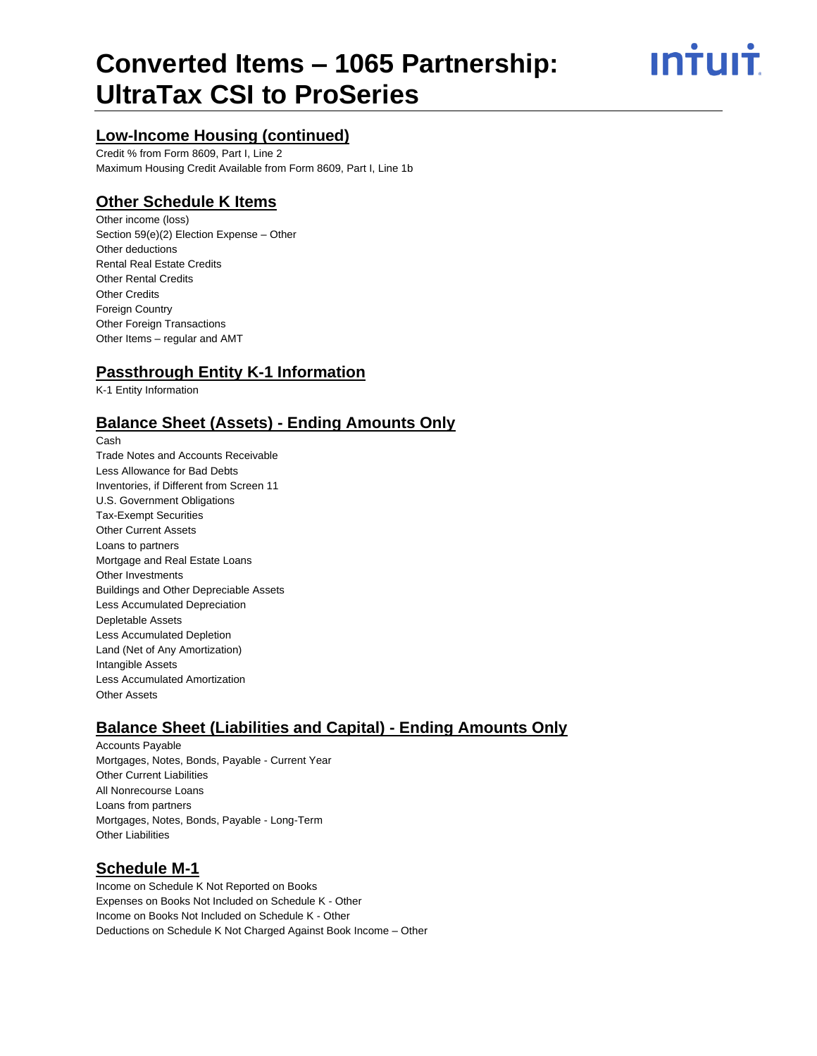## Low-Income Housing (continued)

Credit % from Form 8609, Part I, Line 2
Maximum Housing Credit Available from Form 8609, Part I, Line 1b

## Other Schedule K Items

Other income (loss)
Section 59(e)(2) Election Expense – Other
Other deductions
Rental Real Estate Credits
Other Rental Credits
Other Credits
Foreign Country
Other Foreign Transactions
Other Items – regular and AMT

## Passthrough Entity K-1 Information

K-1 Entity Information

## Balance Sheet (Assets) - Ending Amounts Only

Cash
Trade Notes and Accounts Receivable
Less Allowance for Bad Debts
Inventories, if Different from Screen 11
U.S. Government Obligations
Tax-Exempt Securities
Other Current Assets
Loans to partners
Mortgage and Real Estate Loans
Other Investments
Buildings and Other Depreciable Assets
Less Accumulated Depreciation
Depletable Assets
Less Accumulated Depletion
Land (Net of Any Amortization)
Intangible Assets
Less Accumulated Amortization
Other Assets

## Balance Sheet (Liabilities and Capital) - Ending Amounts Only

Accounts Payable
Mortgages, Notes, Bonds, Payable - Current Year
Other Current Liabilities
All Nonrecourse Loans
Loans from partners
Mortgages, Notes, Bonds, Payable - Long-Term
Other Liabilities

## Schedule M-1

Income on Schedule K Not Reported on Books
Expenses on Books Not Included on Schedule K - Other
Income on Books Not Included on Schedule K - Other
Deductions on Schedule K Not Charged Against Book Income – Other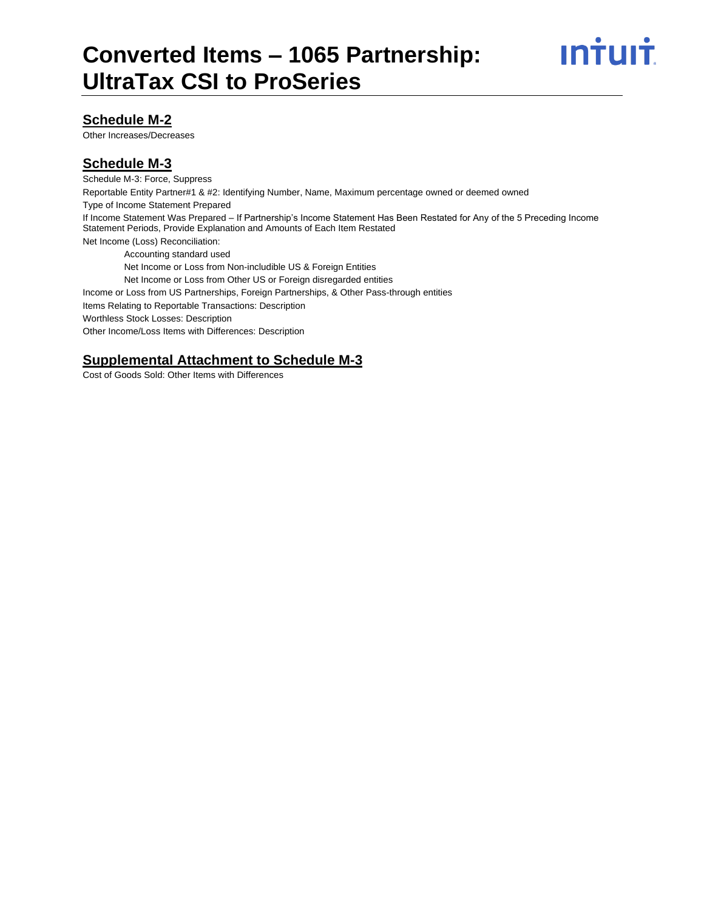## Schedule M-2

Other Increases/Decreases

## Schedule M-3

Schedule M-3: Force, Suppress

Reportable Entity Partner#1 & #2: Identifying Number, Name, Maximum percentage owned or deemed owned

Type of Income Statement Prepared

If Income Statement Was Prepared – If Partnership's Income Statement Has Been Restated for Any of the 5 Preceding Income Statement Periods, Provide Explanation and Amounts of Each Item Restated

Net Income (Loss) Reconciliation:

- Accounting standard used
- Net Income or Loss from Non-includible US & Foreign Entities
- Net Income or Loss from Other US or Foreign disregarded entities

Income or Loss from US Partnerships, Foreign Partnerships, & Other Pass-through entities

Items Relating to Reportable Transactions: Description

Worthless Stock Losses: Description

Other Income/Loss Items with Differences: Description

## Supplemental Attachment to Schedule M-3

Cost of Goods Sold: Other Items with Differences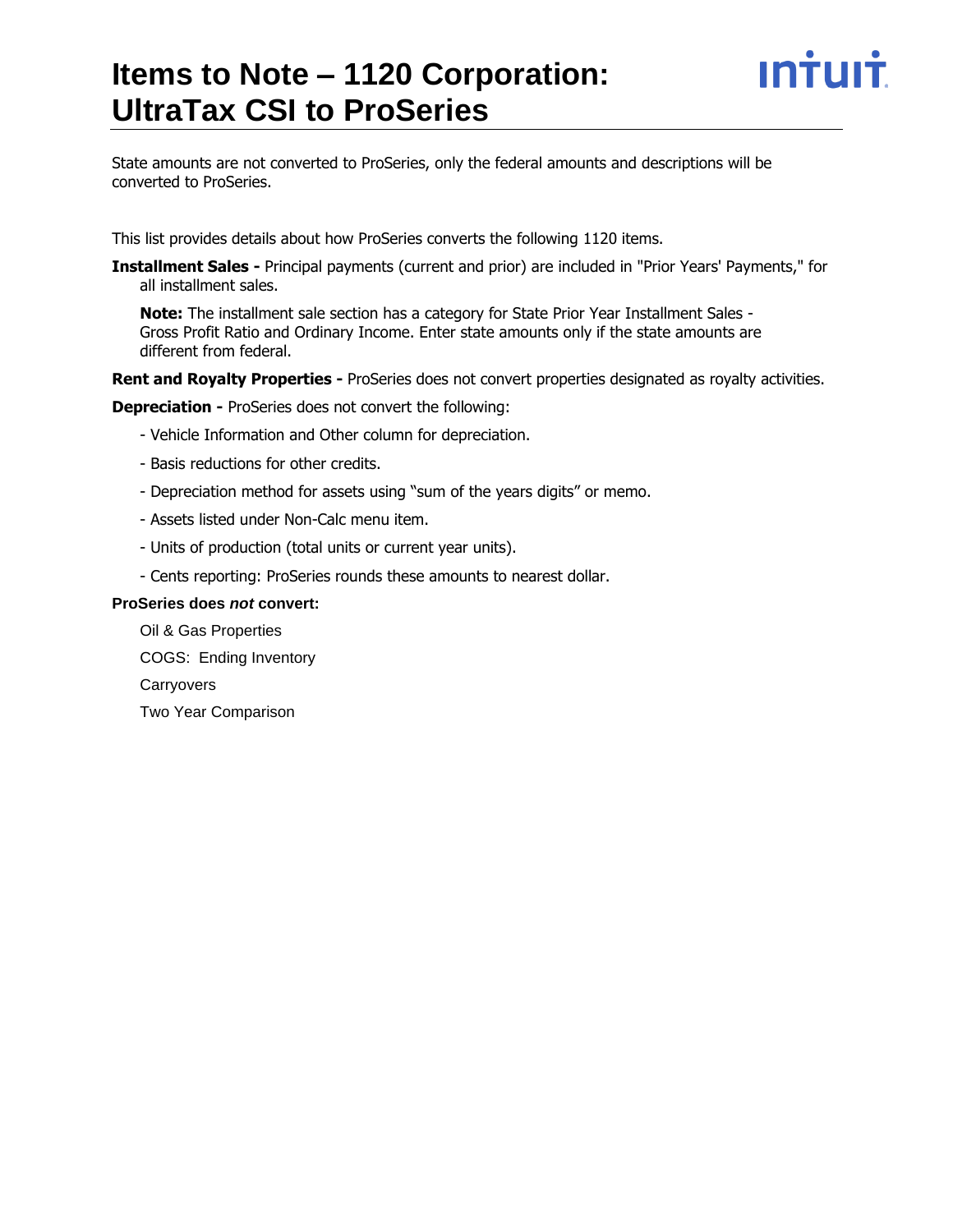# Items to Note – 1120 Corporation: UltraTax CSI to ProSeries

State amounts are not converted to ProSeries, only the federal amounts and descriptions will be converted to ProSeries.

This list provides details about how ProSeries converts the following 1120 items.

**Installment Sales -** Principal payments (current and prior) are included in "Prior Years' Payments," for all installment sales.

> **Note:** The installment sale section has a category for State Prior Year Installment Sales - Gross Profit Ratio and Ordinary Income. Enter state amounts only if the state amounts are different from federal.

**Rent and Royalty Properties -** ProSeries does not convert properties designated as royalty activities.

**Depreciation -** ProSeries does not convert the following:

- Vehicle Information and Other column for depreciation.
- Basis reductions for other credits.
- Depreciation method for assets using "sum of the years digits" or memo.
- Assets listed under Non-Calc menu item.
- Units of production (total units or current year units).
- Cents reporting: ProSeries rounds these amounts to nearest dollar.

**ProSeries does *not* convert:**

Oil & Gas Properties

COGS: Ending Inventory

Carryovers

Two Year Comparison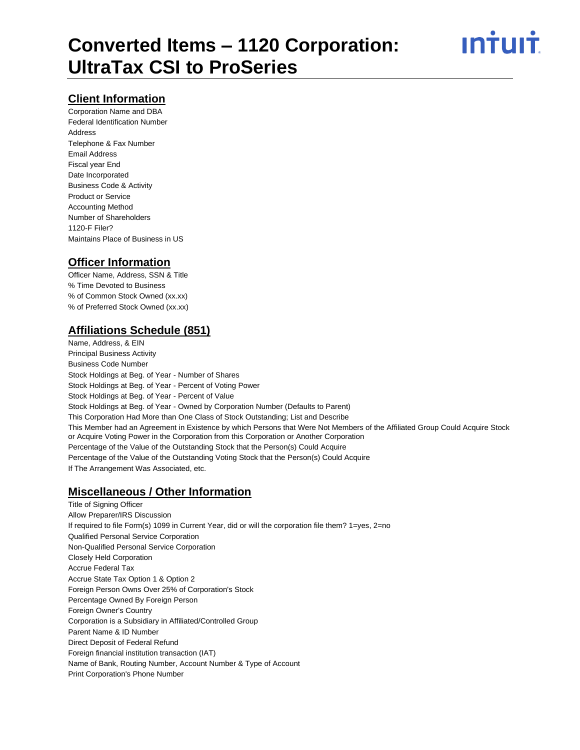# Converted Items – 1120 Corporation: UltraTax CSI to ProSeries

## Client Information

Corporation Name and DBA
Federal Identification Number
Address
Telephone & Fax Number
Email Address
Fiscal year End
Date Incorporated
Business Code & Activity
Product or Service
Accounting Method
Number of Shareholders
1120-F Filer?
Maintains Place of Business in US

## Officer Information

Officer Name, Address, SSN & Title
% Time Devoted to Business
% of Common Stock Owned (xx.xx)
% of Preferred Stock Owned (xx.xx)

## Affiliations Schedule (851)

Name, Address, & EIN
Principal Business Activity
Business Code Number
Stock Holdings at Beg. of Year - Number of Shares
Stock Holdings at Beg. of Year - Percent of Voting Power
Stock Holdings at Beg. of Year - Percent of Value
Stock Holdings at Beg. of Year - Owned by Corporation Number (Defaults to Parent)
This Corporation Had More than One Class of Stock Outstanding; List and Describe
This Member had an Agreement in Existence by which Persons that Were Not Members of the Affiliated Group Could Acquire Stock or Acquire Voting Power in the Corporation from this Corporation or Another Corporation
Percentage of the Value of the Outstanding Stock that the Person(s) Could Acquire
Percentage of the Value of the Outstanding Voting Stock that the Person(s) Could Acquire
If The Arrangement Was Associated, etc.

## Miscellaneous / Other Information

Title of Signing Officer
Allow Preparer/IRS Discussion
If required to file Form(s) 1099 in Current Year, did or will the corporation file them? 1=yes, 2=no
Qualified Personal Service Corporation
Non-Qualified Personal Service Corporation
Closely Held Corporation
Accrue Federal Tax
Accrue State Tax Option 1 & Option 2
Foreign Person Owns Over 25% of Corporation's Stock
Percentage Owned By Foreign Person
Foreign Owner's Country
Corporation is a Subsidiary in Affiliated/Controlled Group
Parent Name & ID Number
Direct Deposit of Federal Refund
Foreign financial institution transaction (IAT)
Name of Bank, Routing Number, Account Number & Type of Account
Print Corporation's Phone Number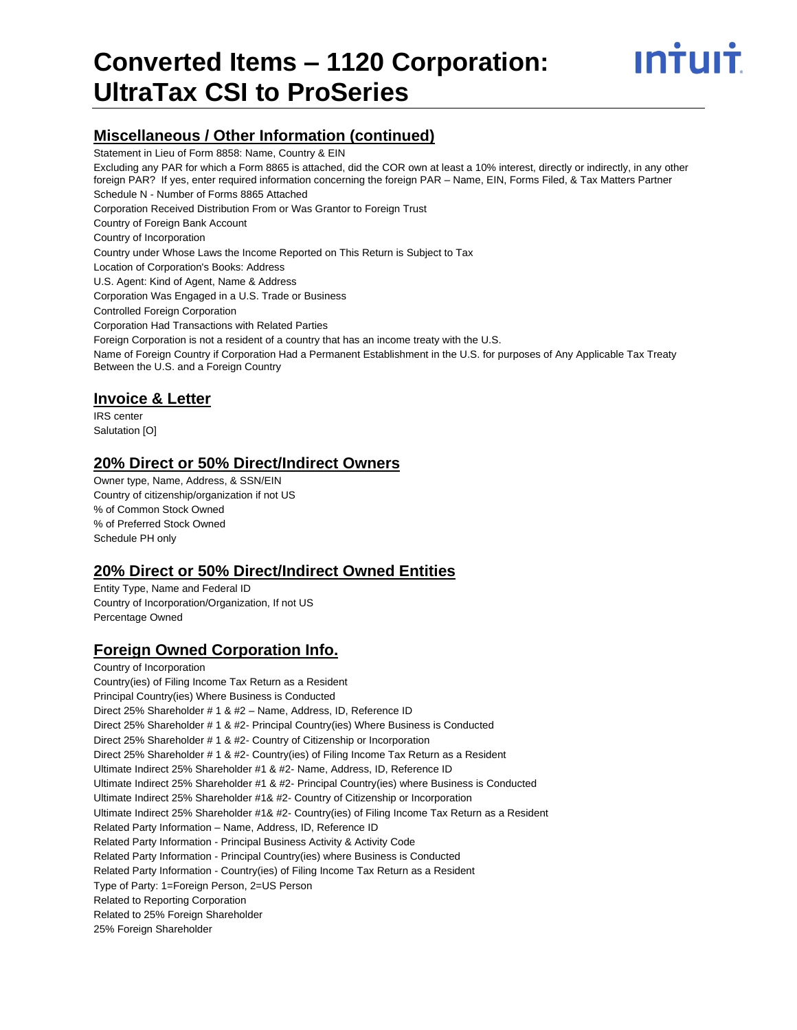## Miscellaneous / Other Information (continued)

Statement in Lieu of Form 8858: Name, Country & EIN
Excluding any PAR for which a Form 8865 is attached, did the COR own at least a 10% interest, directly or indirectly, in any other foreign PAR? If yes, enter required information concerning the foreign PAR – Name, EIN, Forms Filed, & Tax Matters Partner
Schedule N - Number of Forms 8865 Attached
Corporation Received Distribution From or Was Grantor to Foreign Trust
Country of Foreign Bank Account
Country of Incorporation
Country under Whose Laws the Income Reported on This Return is Subject to Tax
Location of Corporation's Books: Address
U.S. Agent: Kind of Agent, Name & Address
Corporation Was Engaged in a U.S. Trade or Business
Controlled Foreign Corporation
Corporation Had Transactions with Related Parties
Foreign Corporation is not a resident of a country that has an income treaty with the U.S.
Name of Foreign Country if Corporation Had a Permanent Establishment in the U.S. for purposes of Any Applicable Tax Treaty Between the U.S. and a Foreign Country

## Invoice & Letter

IRS center
Salutation [O]

## 20% Direct or 50% Direct/Indirect Owners

Owner type, Name, Address, & SSN/EIN
Country of citizenship/organization if not US
% of Common Stock Owned
% of Preferred Stock Owned
Schedule PH only

## 20% Direct or 50% Direct/Indirect Owned Entities

Entity Type, Name and Federal ID
Country of Incorporation/Organization, If not US
Percentage Owned

## Foreign Owned Corporation Info.

Country of Incorporation
Country(ies) of Filing Income Tax Return as a Resident
Principal Country(ies) Where Business is Conducted
Direct 25% Shareholder # 1 & #2 – Name, Address, ID, Reference ID
Direct 25% Shareholder # 1 & #2- Principal Country(ies) Where Business is Conducted
Direct 25% Shareholder # 1 & #2- Country of Citizenship or Incorporation
Direct 25% Shareholder # 1 & #2- Country(ies) of Filing Income Tax Return as a Resident
Ultimate Indirect 25% Shareholder #1 & #2- Name, Address, ID, Reference ID
Ultimate Indirect 25% Shareholder #1 & #2- Principal Country(ies) where Business is Conducted
Ultimate Indirect 25% Shareholder #1& #2- Country of Citizenship or Incorporation
Ultimate Indirect 25% Shareholder #1& #2- Country(ies) of Filing Income Tax Return as a Resident
Related Party Information – Name, Address, ID, Reference ID
Related Party Information - Principal Business Activity & Activity Code
Related Party Information - Principal Country(ies) where Business is Conducted
Related Party Information - Country(ies) of Filing Income Tax Return as a Resident
Type of Party: 1=Foreign Person, 2=US Person
Related to Reporting Corporation
Related to 25% Foreign Shareholder
25% Foreign Shareholder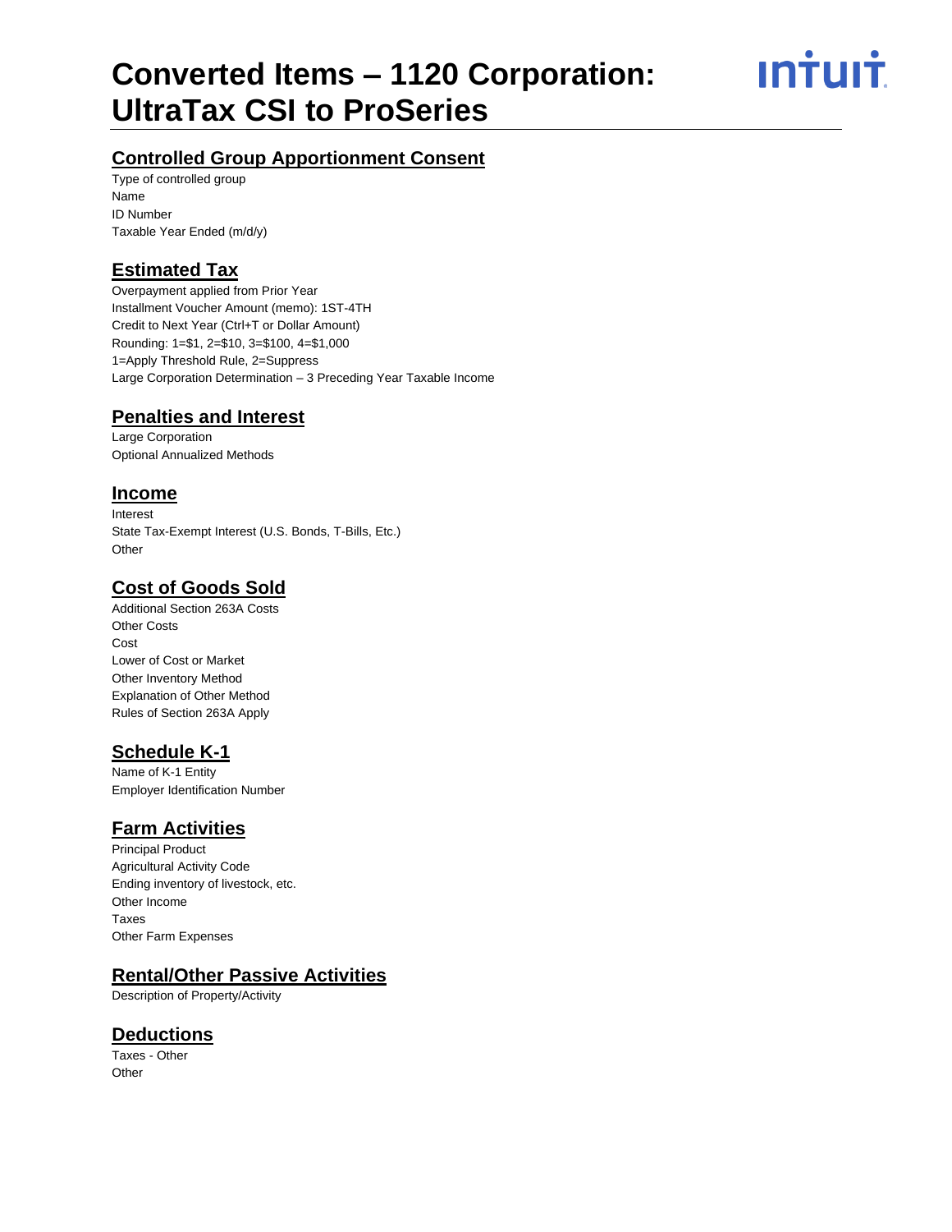# Converted Items – 1120 Corporation: UltraTax CSI to ProSeries

## Controlled Group Apportionment Consent

Type of controlled group
Name
ID Number
Taxable Year Ended (m/d/y)

## Estimated Tax

Overpayment applied from Prior Year
Installment Voucher Amount (memo): 1ST-4TH
Credit to Next Year (Ctrl+T or Dollar Amount)
Rounding: 1=$1, 2=$10, 3=$100, 4=$1,000
1=Apply Threshold Rule, 2=Suppress
Large Corporation Determination – 3 Preceding Year Taxable Income

## Penalties and Interest

Large Corporation
Optional Annualized Methods

## Income

Interest
State Tax-Exempt Interest (U.S. Bonds, T-Bills, Etc.)
Other

## Cost of Goods Sold

Additional Section 263A Costs
Other Costs
Cost
Lower of Cost or Market
Other Inventory Method
Explanation of Other Method
Rules of Section 263A Apply

## Schedule K-1

Name of K-1 Entity
Employer Identification Number

## Farm Activities

Principal Product
Agricultural Activity Code
Ending inventory of livestock, etc.
Other Income
Taxes
Other Farm Expenses

## Rental/Other Passive Activities

Description of Property/Activity

## Deductions

Taxes - Other
Other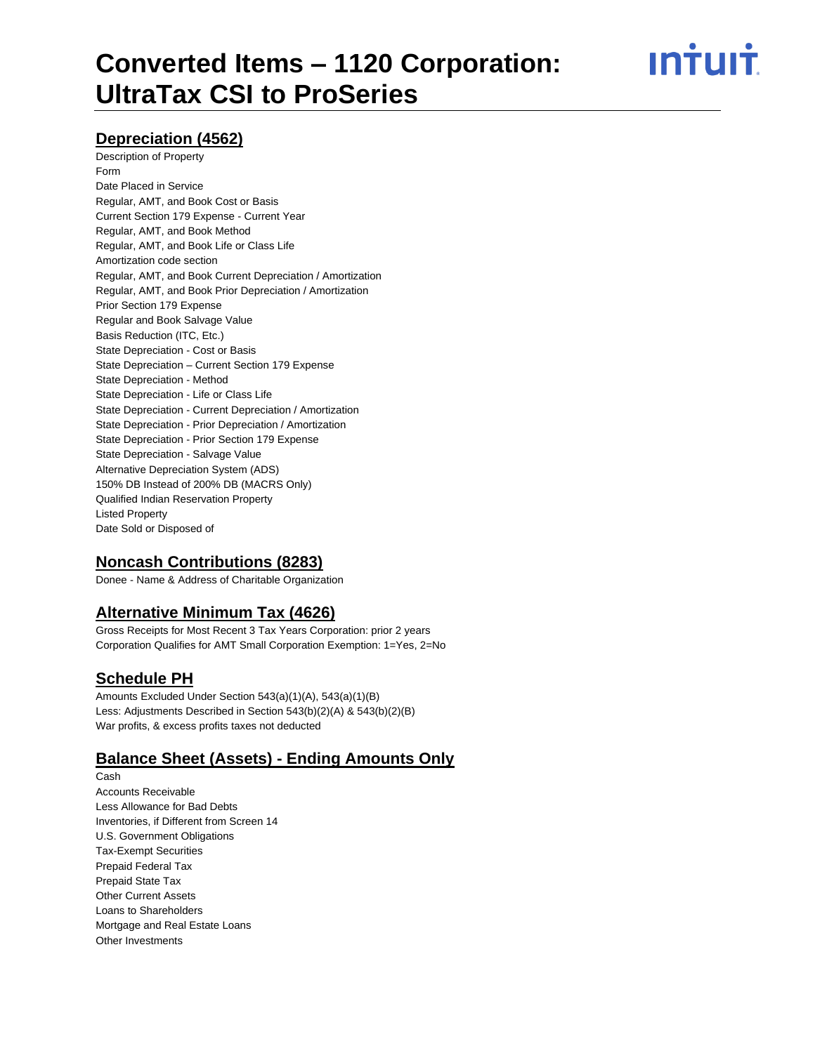# Converted Items – 1120 Corporation: UltraTax CSI to ProSeries

## Depreciation (4562)

Description of Property
Form
Date Placed in Service
Regular, AMT, and Book Cost or Basis
Current Section 179 Expense - Current Year
Regular, AMT, and Book Method
Regular, AMT, and Book Life or Class Life
Amortization code section
Regular, AMT, and Book Current Depreciation / Amortization
Regular, AMT, and Book Prior Depreciation / Amortization
Prior Section 179 Expense
Regular and Book Salvage Value
Basis Reduction (ITC, Etc.)
State Depreciation - Cost or Basis
State Depreciation – Current Section 179 Expense
State Depreciation - Method
State Depreciation - Life or Class Life
State Depreciation - Current Depreciation / Amortization
State Depreciation - Prior Depreciation / Amortization
State Depreciation - Prior Section 179 Expense
State Depreciation - Salvage Value
Alternative Depreciation System (ADS)
150% DB Instead of 200% DB (MACRS Only)
Qualified Indian Reservation Property
Listed Property
Date Sold or Disposed of

## Noncash Contributions (8283)

Donee - Name & Address of Charitable Organization

## Alternative Minimum Tax (4626)

Gross Receipts for Most Recent 3 Tax Years Corporation: prior 2 years
Corporation Qualifies for AMT Small Corporation Exemption: 1=Yes, 2=No

## Schedule PH

Amounts Excluded Under Section 543(a)(1)(A), 543(a)(1)(B)
Less: Adjustments Described in Section 543(b)(2)(A) & 543(b)(2)(B)
War profits, & excess profits taxes not deducted

## Balance Sheet (Assets) - Ending Amounts Only

Cash
Accounts Receivable
Less Allowance for Bad Debts
Inventories, if Different from Screen 14
U.S. Government Obligations
Tax-Exempt Securities
Prepaid Federal Tax
Prepaid State Tax
Other Current Assets
Loans to Shareholders
Mortgage and Real Estate Loans
Other Investments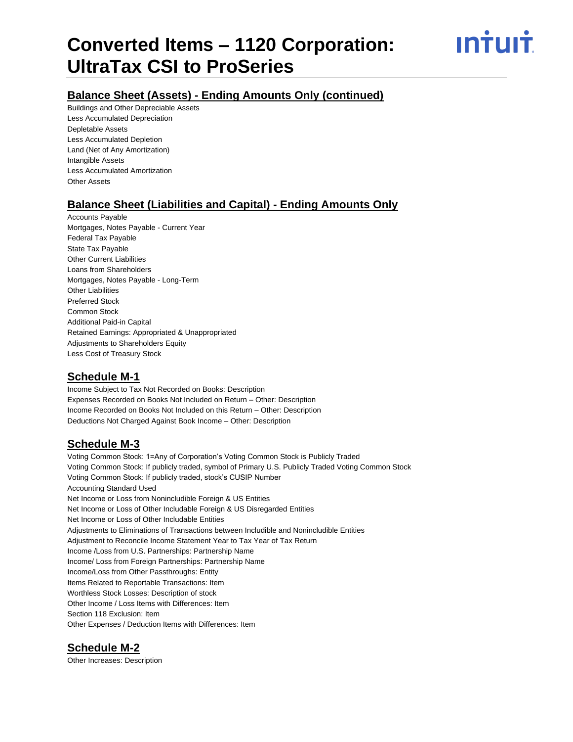## Balance Sheet (Assets) - Ending Amounts Only (continued)

Buildings and Other Depreciable Assets
Less Accumulated Depreciation
Depletable Assets
Less Accumulated Depletion
Land (Net of Any Amortization)
Intangible Assets
Less Accumulated Amortization
Other Assets

## Balance Sheet (Liabilities and Capital) - Ending Amounts Only

Accounts Payable
Mortgages, Notes Payable - Current Year
Federal Tax Payable
State Tax Payable
Other Current Liabilities
Loans from Shareholders
Mortgages, Notes Payable - Long-Term
Other Liabilities
Preferred Stock
Common Stock
Additional Paid-in Capital
Retained Earnings: Appropriated & Unappropriated
Adjustments to Shareholders Equity
Less Cost of Treasury Stock

## Schedule M-1

Income Subject to Tax Not Recorded on Books: Description
Expenses Recorded on Books Not Included on Return – Other: Description
Income Recorded on Books Not Included on this Return – Other: Description
Deductions Not Charged Against Book Income – Other: Description

## Schedule M-3

Voting Common Stock: 1=Any of Corporation's Voting Common Stock is Publicly Traded
Voting Common Stock: If publicly traded, symbol of Primary U.S. Publicly Traded Voting Common Stock
Voting Common Stock: If publicly traded, stock's CUSIP Number
Accounting Standard Used
Net Income or Loss from Nonincludible Foreign & US Entities
Net Income or Loss of Other Includable Foreign & US Disregarded Entities
Net Income or Loss of Other Includable Entities
Adjustments to Eliminations of Transactions between Includible and Nonincludible Entities
Adjustment to Reconcile Income Statement Year to Tax Year of Tax Return
Income /Loss from U.S. Partnerships: Partnership Name
Income/ Loss from Foreign Partnerships: Partnership Name
Income/Loss from Other Passthroughs: Entity
Items Related to Reportable Transactions: Item
Worthless Stock Losses: Description of stock
Other Income / Loss Items with Differences: Item
Section 118 Exclusion: Item
Other Expenses / Deduction Items with Differences: Item

## Schedule M-2

Other Increases: Description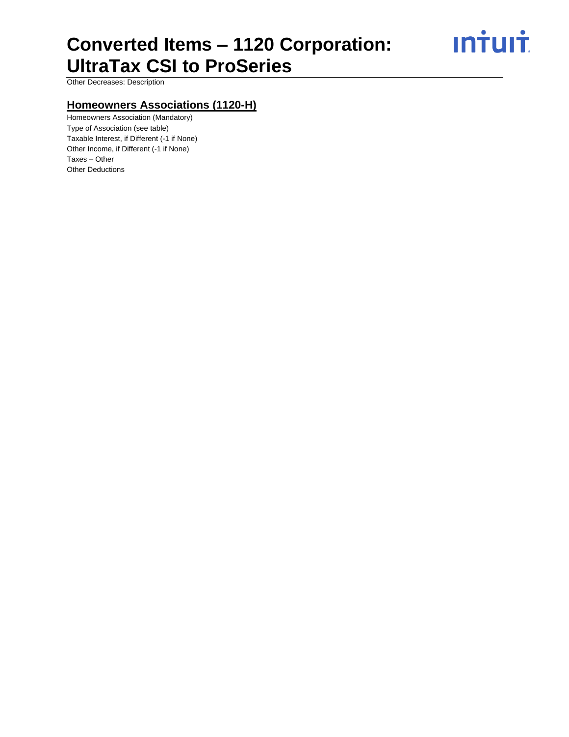Other Decreases: Description

## Homeowners Associations (1120-H)

Homeowners Association (Mandatory)
Type of Association (see table)
Taxable Interest, if Different (-1 if None)
Other Income, if Different (-1 if None)
Taxes – Other
Other Deductions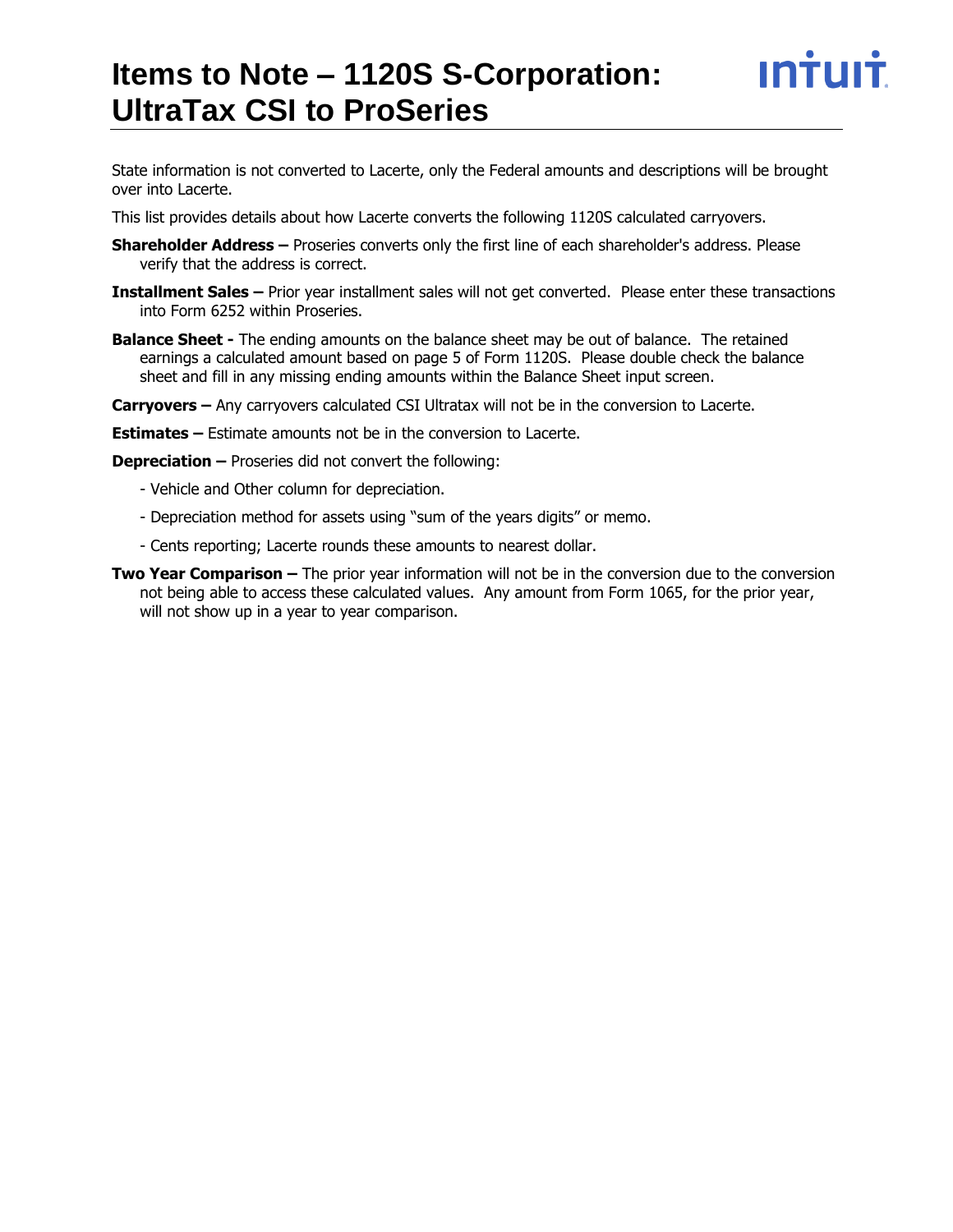# Items to Note – 1120S S-Corporation: UltraTax CSI to ProSeries

State information is not converted to Lacerte, only the Federal amounts and descriptions will be brought over into Lacerte.

This list provides details about how Lacerte converts the following 1120S calculated carryovers.

**Shareholder Address –** Proseries converts only the first line of each shareholder's address. Please verify that the address is correct.

**Installment Sales –** Prior year installment sales will not get converted. Please enter these transactions into Form 6252 within Proseries.

**Balance Sheet -** The ending amounts on the balance sheet may be out of balance. The retained earnings a calculated amount based on page 5 of Form 1120S. Please double check the balance sheet and fill in any missing ending amounts within the Balance Sheet input screen.

**Carryovers –** Any carryovers calculated CSI Ultratax will not be in the conversion to Lacerte.

**Estimates –** Estimate amounts not be in the conversion to Lacerte.

**Depreciation –** Proseries did not convert the following:

- Vehicle and Other column for depreciation.
- Depreciation method for assets using "sum of the years digits" or memo.
- Cents reporting; Lacerte rounds these amounts to nearest dollar.

**Two Year Comparison –** The prior year information will not be in the conversion due to the conversion not being able to access these calculated values. Any amount from Form 1065, for the prior year, will not show up in a year to year comparison.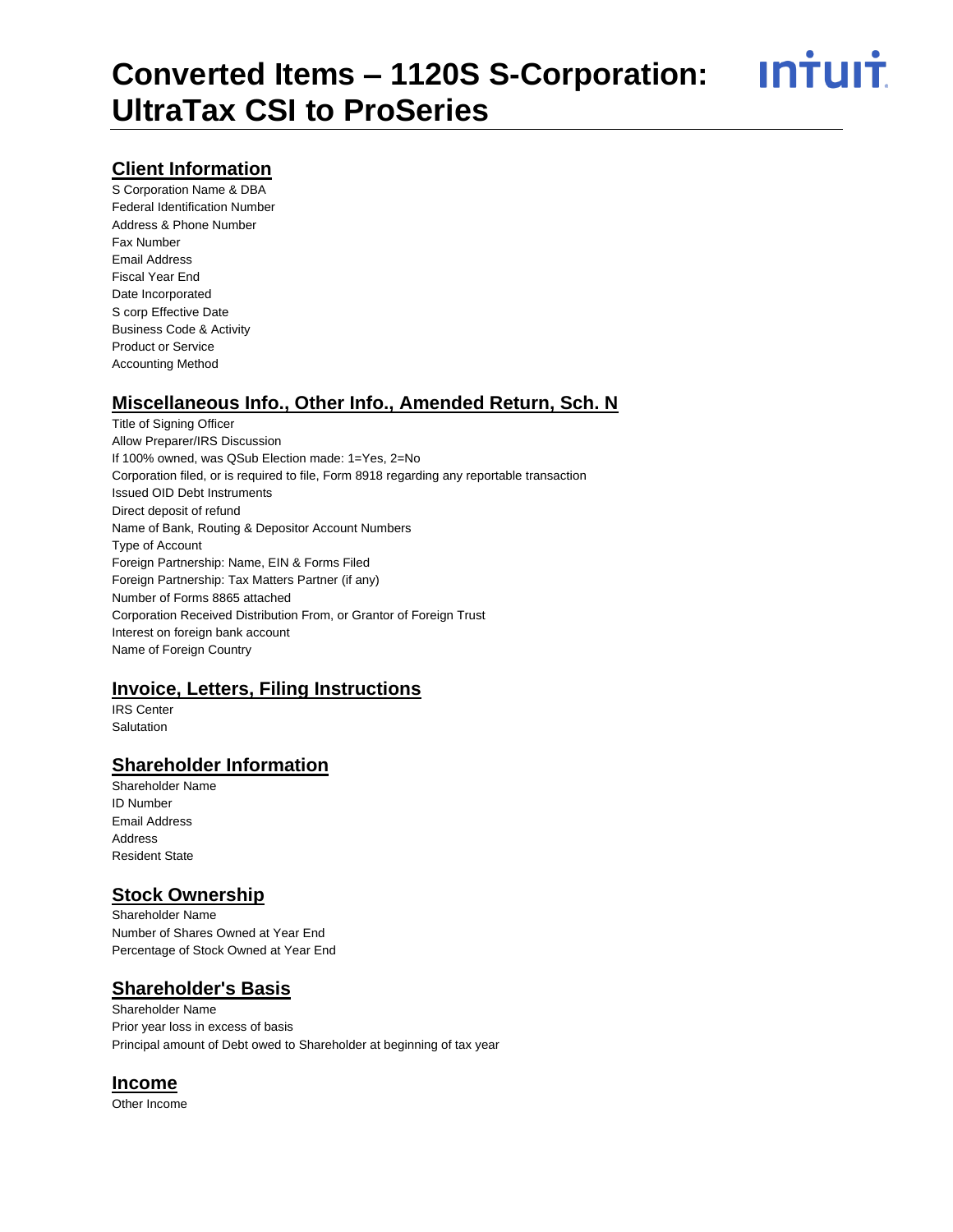# Converted Items – 1120S S-Corporation: UltraTax CSI to ProSeries

## Client Information

S Corporation Name & DBA
Federal Identification Number
Address & Phone Number
Fax Number
Email Address
Fiscal Year End
Date Incorporated
S corp Effective Date
Business Code & Activity
Product or Service
Accounting Method

## Miscellaneous Info., Other Info., Amended Return, Sch. N

Title of Signing Officer
Allow Preparer/IRS Discussion
If 100% owned, was QSub Election made: 1=Yes, 2=No
Corporation filed, or is required to file, Form 8918 regarding any reportable transaction
Issued OID Debt Instruments
Direct deposit of refund
Name of Bank, Routing & Depositor Account Numbers
Type of Account
Foreign Partnership: Name, EIN & Forms Filed
Foreign Partnership: Tax Matters Partner (if any)
Number of Forms 8865 attached
Corporation Received Distribution From, or Grantor of Foreign Trust
Interest on foreign bank account
Name of Foreign Country

## Invoice, Letters, Filing Instructions

IRS Center
Salutation

## Shareholder Information

Shareholder Name
ID Number
Email Address
Address
Resident State

## Stock Ownership

Shareholder Name
Number of Shares Owned at Year End
Percentage of Stock Owned at Year End

## Shareholder's Basis

Shareholder Name
Prior year loss in excess of basis
Principal amount of Debt owed to Shareholder at beginning of tax year

## Income

Other Income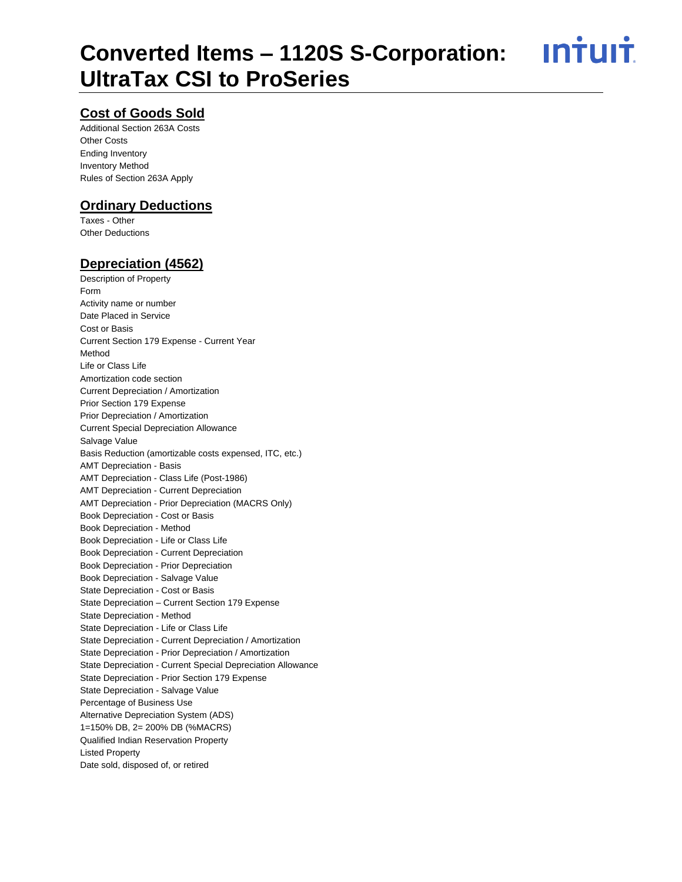# Converted Items – 1120S S-Corporation: UltraTax CSI to ProSeries

## Cost of Goods Sold

Additional Section 263A Costs
Other Costs
Ending Inventory
Inventory Method
Rules of Section 263A Apply

## Ordinary Deductions

Taxes - Other
Other Deductions

## Depreciation (4562)

Description of Property
Form
Activity name or number
Date Placed in Service
Cost or Basis
Current Section 179 Expense - Current Year
Method
Life or Class Life
Amortization code section
Current Depreciation / Amortization
Prior Section 179 Expense
Prior Depreciation / Amortization
Current Special Depreciation Allowance
Salvage Value
Basis Reduction (amortizable costs expensed, ITC, etc.)
AMT Depreciation - Basis
AMT Depreciation - Class Life (Post-1986)
AMT Depreciation - Current Depreciation
AMT Depreciation - Prior Depreciation (MACRS Only)
Book Depreciation - Cost or Basis
Book Depreciation - Method
Book Depreciation - Life or Class Life
Book Depreciation - Current Depreciation
Book Depreciation - Prior Depreciation
Book Depreciation - Salvage Value
State Depreciation - Cost or Basis
State Depreciation – Current Section 179 Expense
State Depreciation - Method
State Depreciation - Life or Class Life
State Depreciation - Current Depreciation / Amortization
State Depreciation - Prior Depreciation / Amortization
State Depreciation - Current Special Depreciation Allowance
State Depreciation - Prior Section 179 Expense
State Depreciation - Salvage Value
Percentage of Business Use
Alternative Depreciation System (ADS)
1=150% DB, 2= 200% DB (%MACRS)
Qualified Indian Reservation Property
Listed Property
Date sold, disposed of, or retired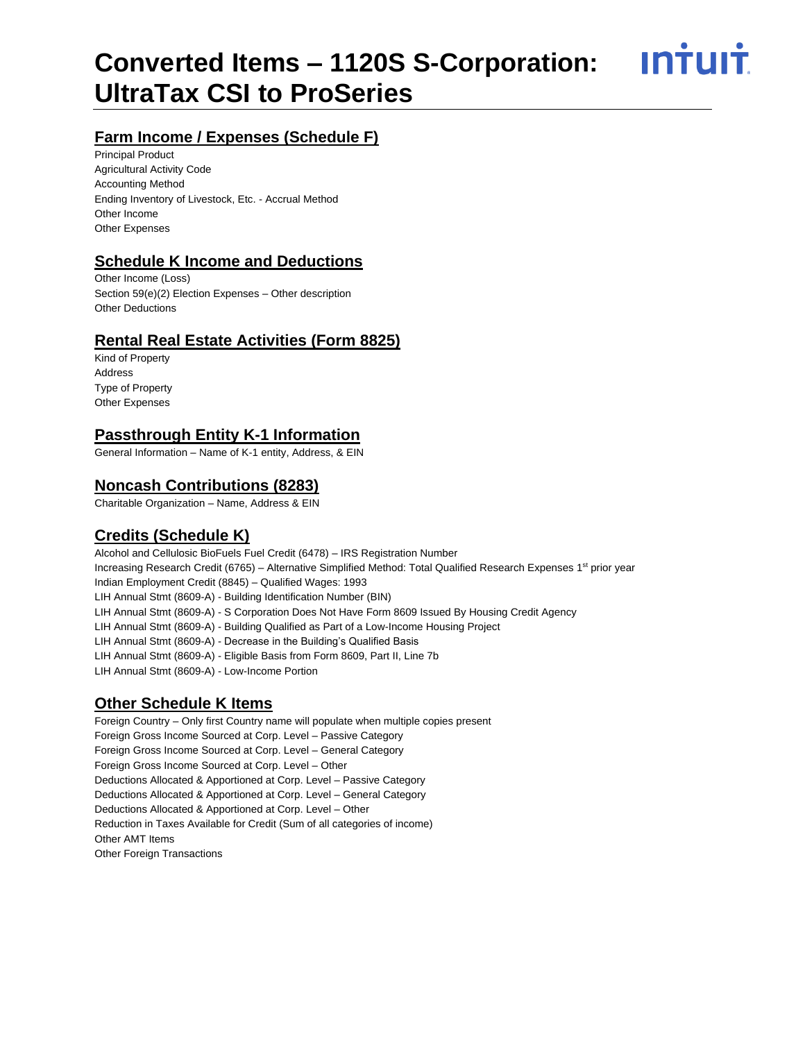# Converted Items – 1120S S-Corporation: UltraTax CSI to ProSeries

## Farm Income / Expenses (Schedule F)

Principal Product
Agricultural Activity Code
Accounting Method
Ending Inventory of Livestock, Etc. - Accrual Method
Other Income
Other Expenses

## Schedule K Income and Deductions

Other Income (Loss)
Section 59(e)(2) Election Expenses – Other description
Other Deductions

## Rental Real Estate Activities (Form 8825)

Kind of Property
Address
Type of Property
Other Expenses

## Passthrough Entity K-1 Information

General Information – Name of K-1 entity, Address, & EIN

## Noncash Contributions (8283)

Charitable Organization – Name, Address & EIN

## Credits (Schedule K)

Alcohol and Cellulosic BioFuels Fuel Credit (6478) – IRS Registration Number
Increasing Research Credit (6765) – Alternative Simplified Method: Total Qualified Research Expenses 1st prior year
Indian Employment Credit (8845) – Qualified Wages: 1993
LIH Annual Stmt (8609-A) - Building Identification Number (BIN)
LIH Annual Stmt (8609-A) - S Corporation Does Not Have Form 8609 Issued By Housing Credit Agency
LIH Annual Stmt (8609-A) - Building Qualified as Part of a Low-Income Housing Project
LIH Annual Stmt (8609-A) - Decrease in the Building's Qualified Basis
LIH Annual Stmt (8609-A) - Eligible Basis from Form 8609, Part II, Line 7b
LIH Annual Stmt (8609-A) - Low-Income Portion

## Other Schedule K Items

Foreign Country – Only first Country name will populate when multiple copies present
Foreign Gross Income Sourced at Corp. Level – Passive Category
Foreign Gross Income Sourced at Corp. Level – General Category
Foreign Gross Income Sourced at Corp. Level – Other
Deductions Allocated & Apportioned at Corp. Level – Passive Category
Deductions Allocated & Apportioned at Corp. Level – General Category
Deductions Allocated & Apportioned at Corp. Level – Other
Reduction in Taxes Available for Credit (Sum of all categories of income)
Other AMT Items
Other Foreign Transactions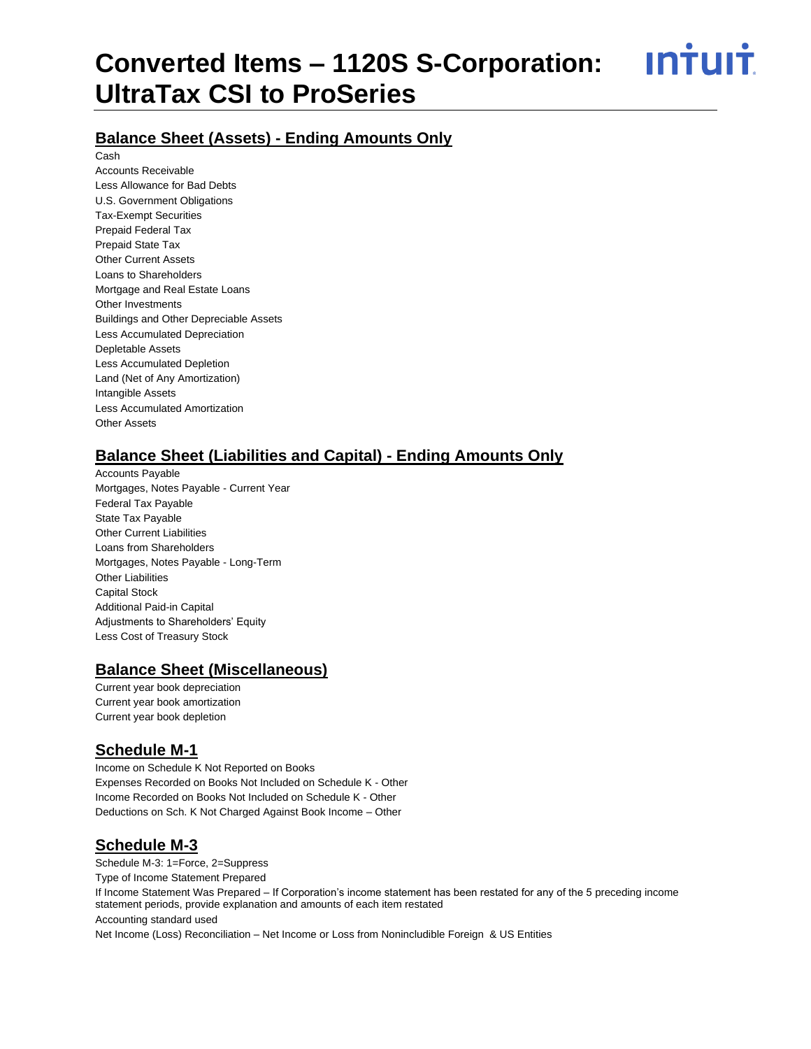# Converted Items – 1120S S-Corporation: UltraTax CSI to ProSeries

## Balance Sheet (Assets) - Ending Amounts Only

Cash
Accounts Receivable
Less Allowance for Bad Debts
U.S. Government Obligations
Tax-Exempt Securities
Prepaid Federal Tax
Prepaid State Tax
Other Current Assets
Loans to Shareholders
Mortgage and Real Estate Loans
Other Investments
Buildings and Other Depreciable Assets
Less Accumulated Depreciation
Depletable Assets
Less Accumulated Depletion
Land (Net of Any Amortization)
Intangible Assets
Less Accumulated Amortization
Other Assets

## Balance Sheet (Liabilities and Capital) - Ending Amounts Only

Accounts Payable
Mortgages, Notes Payable - Current Year
Federal Tax Payable
State Tax Payable
Other Current Liabilities
Loans from Shareholders
Mortgages, Notes Payable - Long-Term
Other Liabilities
Capital Stock
Additional Paid-in Capital
Adjustments to Shareholders' Equity
Less Cost of Treasury Stock

## Balance Sheet (Miscellaneous)

Current year book depreciation
Current year book amortization
Current year book depletion

## Schedule M-1

Income on Schedule K Not Reported on Books
Expenses Recorded on Books Not Included on Schedule K - Other
Income Recorded on Books Not Included on Schedule K - Other
Deductions on Sch. K Not Charged Against Book Income – Other

## Schedule M-3

Schedule M-3: 1=Force, 2=Suppress
Type of Income Statement Prepared
If Income Statement Was Prepared – If Corporation's income statement has been restated for any of the 5 preceding income statement periods, provide explanation and amounts of each item restated
Accounting standard used
Net Income (Loss) Reconciliation – Net Income or Loss from Nonincludible Foreign & US Entities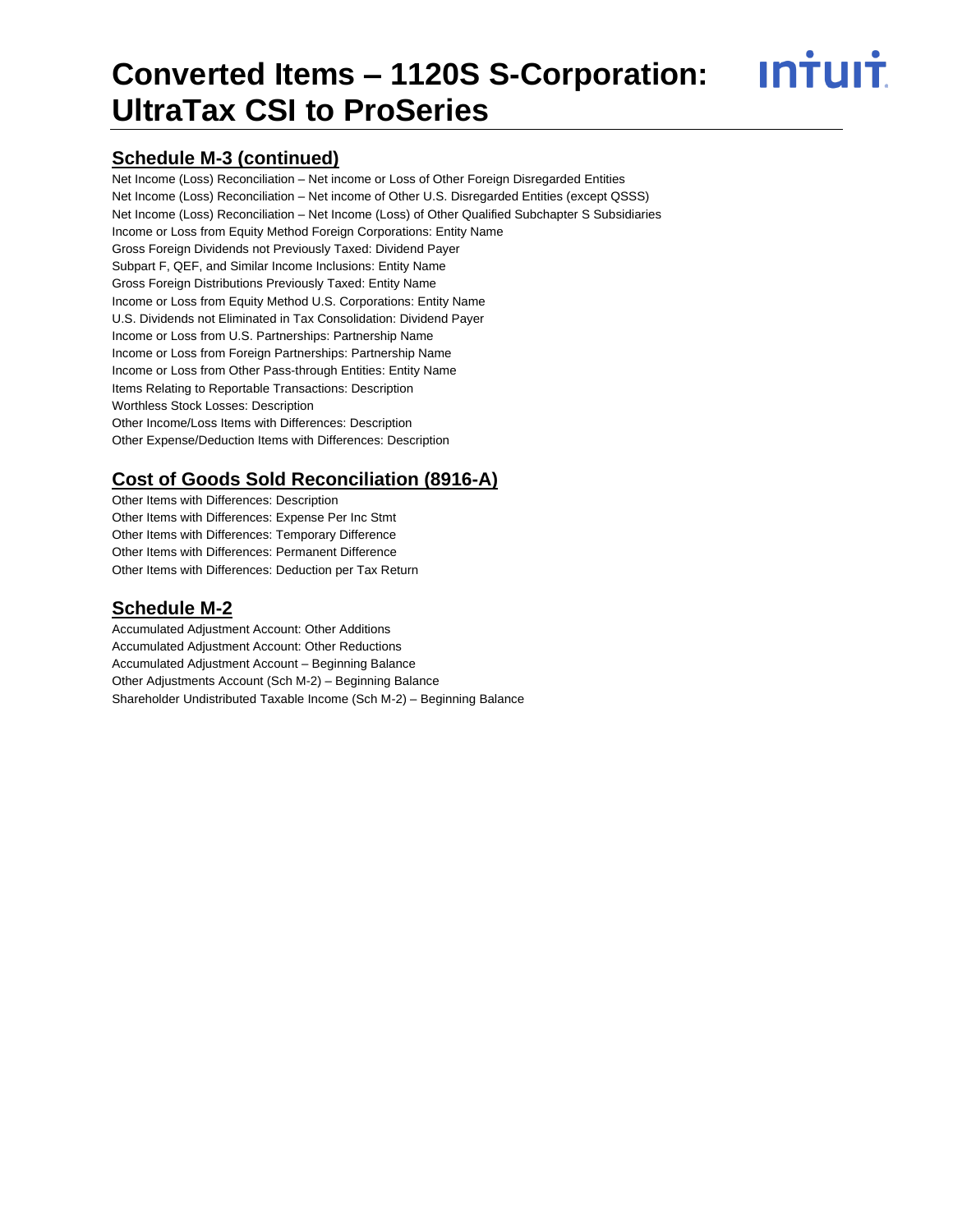# Converted Items – 1120S S-Corporation: UltraTax CSI to ProSeries

## Schedule M-3 (continued)

Net Income (Loss) Reconciliation – Net income or Loss of Other Foreign Disregarded Entities
Net Income (Loss) Reconciliation – Net income of Other U.S. Disregarded Entities (except QSSS)
Net Income (Loss) Reconciliation – Net Income (Loss) of Other Qualified Subchapter S Subsidiaries
Income or Loss from Equity Method Foreign Corporations: Entity Name
Gross Foreign Dividends not Previously Taxed: Dividend Payer
Subpart F, QEF, and Similar Income Inclusions: Entity Name
Gross Foreign Distributions Previously Taxed: Entity Name
Income or Loss from Equity Method U.S. Corporations: Entity Name
U.S. Dividends not Eliminated in Tax Consolidation: Dividend Payer
Income or Loss from U.S. Partnerships: Partnership Name
Income or Loss from Foreign Partnerships: Partnership Name
Income or Loss from Other Pass-through Entities: Entity Name
Items Relating to Reportable Transactions: Description
Worthless Stock Losses: Description
Other Income/Loss Items with Differences: Description
Other Expense/Deduction Items with Differences: Description

## Cost of Goods Sold Reconciliation (8916-A)

Other Items with Differences: Description
Other Items with Differences: Expense Per Inc Stmt
Other Items with Differences: Temporary Difference
Other Items with Differences: Permanent Difference
Other Items with Differences: Deduction per Tax Return

## Schedule M-2

Accumulated Adjustment Account: Other Additions
Accumulated Adjustment Account: Other Reductions
Accumulated Adjustment Account – Beginning Balance
Other Adjustments Account (Sch M-2) – Beginning Balance
Shareholder Undistributed Taxable Income (Sch M-2) – Beginning Balance